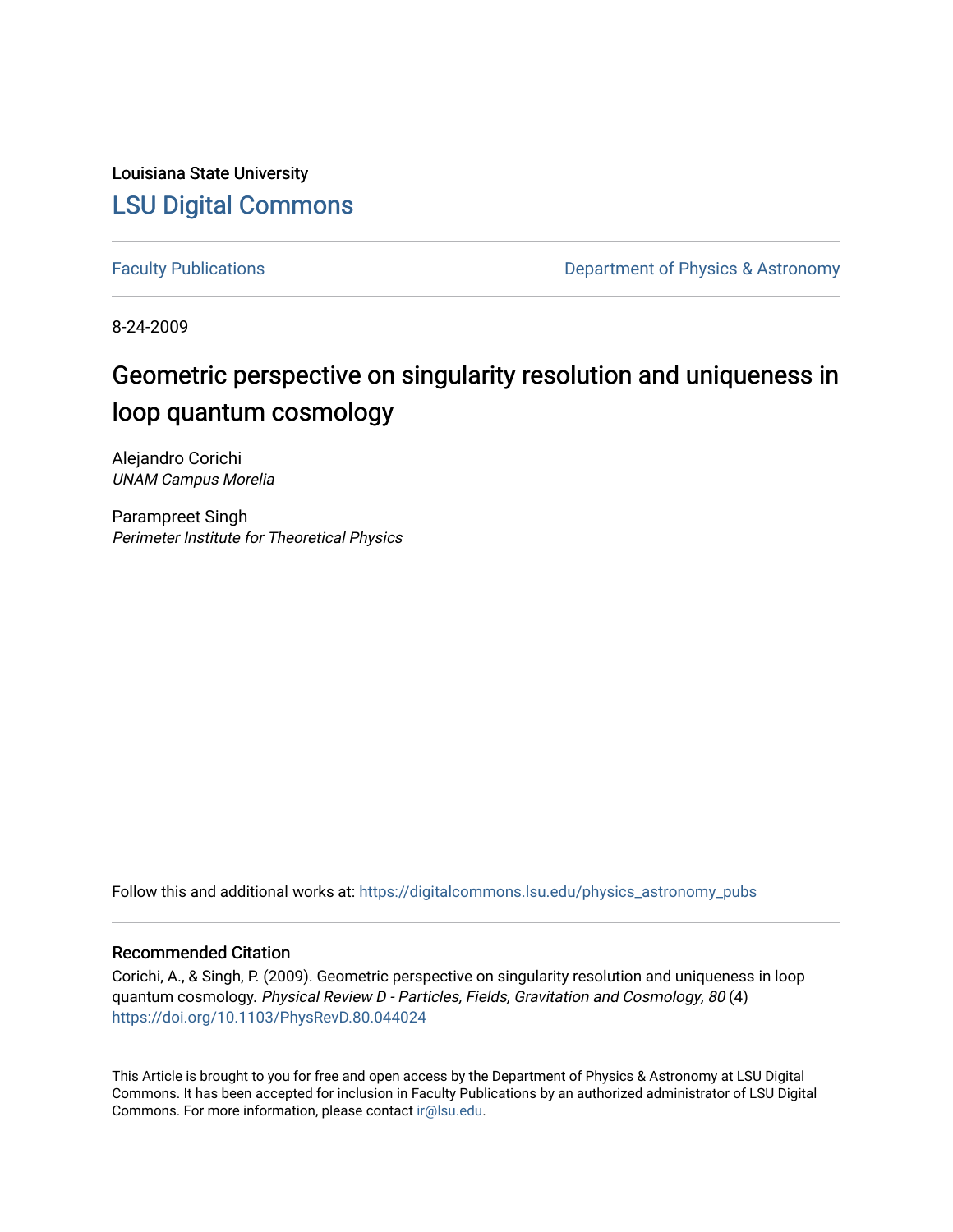Louisiana State University

## LSU Digital Commons

Faculty Publications | Department of Physics & Astronomy

8-24-2009

# Geometric perspective on singularity resolution and uniqueness in loop quantum cosmology

Alejandro Corichi
*UNAM Campus Morelia*

Parampreet Singh
*Perimeter Institute for Theoretical Physics*

Follow this and additional works at: https://digitalcommons.lsu.edu/physics_astronomy_pubs

### Recommended Citation

Corichi, A., & Singh, P. (2009). Geometric perspective on singularity resolution and uniqueness in loop quantum cosmology. *Physical Review D - Particles, Fields, Gravitation and Cosmology, 80* (4) https://doi.org/10.1103/PhysRevD.80.044024

This Article is brought to you for free and open access by the Department of Physics & Astronomy at LSU Digital Commons. It has been accepted for inclusion in Faculty Publications by an authorized administrator of LSU Digital Commons. For more information, please contact ir@lsu.edu.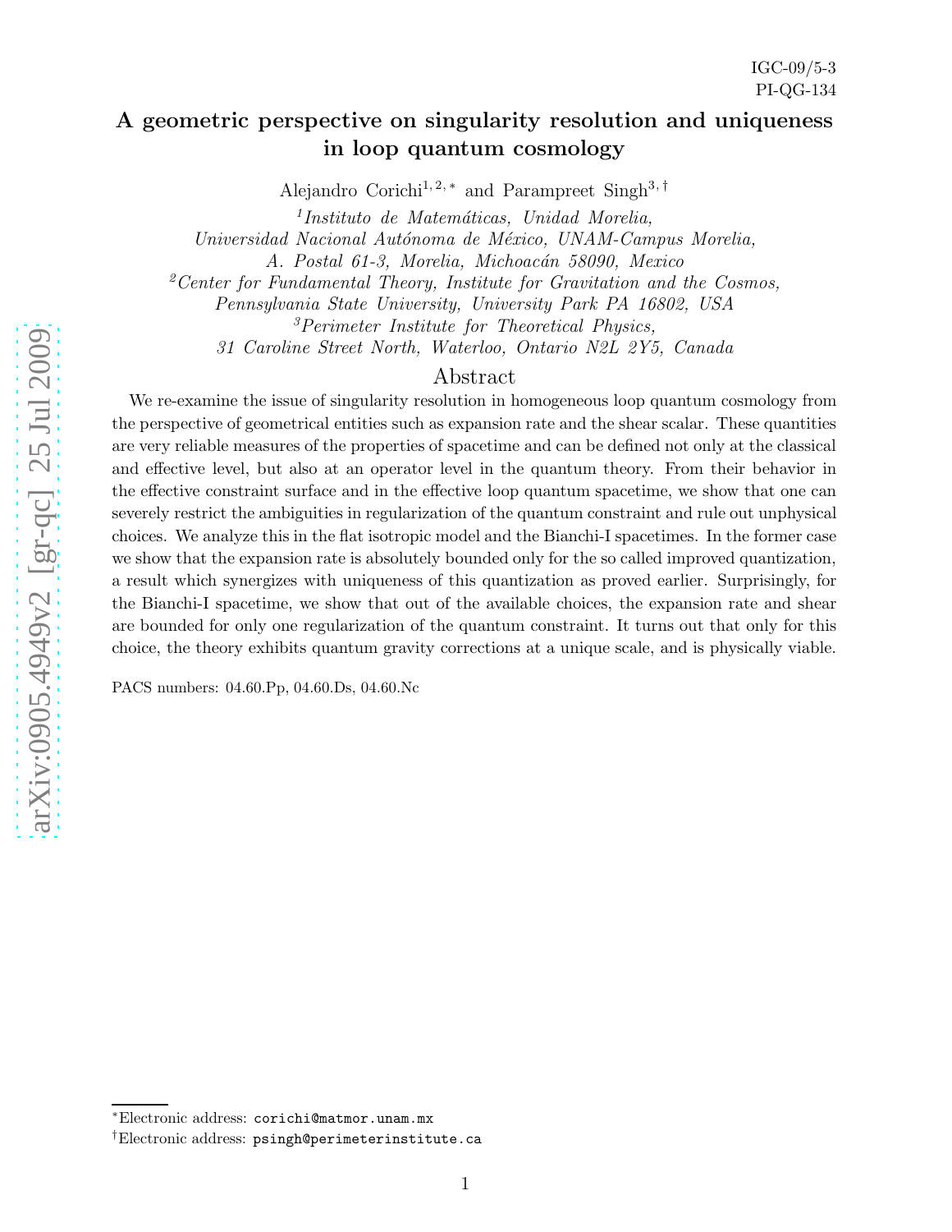IGC-09/5-3
PI-QG-134

# A geometric perspective on singularity resolution and uniqueness in loop quantum cosmology

Alejandro Corichi[1,2,*] and Parampreet Singh[3,†]

[1]*Instituto de Matemáticas, Unidad Morelia, Universidad Nacional Autónoma de México, UNAM-Campus Morelia, A. Postal 61-3, Morelia, Michoacán 58090, Mexico*

[2]*Center for Fundamental Theory, Institute for Gravitation and the Cosmos, Pennsylvania State University, University Park PA 16802, USA*

[3]*Perimeter Institute for Theoretical Physics, 31 Caroline Street North, Waterloo, Ontario N2L 2Y5, Canada*

## Abstract

We re-examine the issue of singularity resolution in homogeneous loop quantum cosmology from the perspective of geometrical entities such as expansion rate and the shear scalar. These quantities are very reliable measures of the properties of spacetime and can be defined not only at the classical and effective level, but also at an operator level in the quantum theory. From their behavior in the effective constraint surface and in the effective loop quantum spacetime, we show that one can severely restrict the ambiguities in regularization of the quantum constraint and rule out unphysical choices. We analyze this in the flat isotropic model and the Bianchi-I spacetimes. In the former case we show that the expansion rate is absolutely bounded only for the so called improved quantization, a result which synergizes with uniqueness of this quantization as proved earlier. Surprisingly, for the Bianchi-I spacetime, we show that out of the available choices, the expansion rate and shear are bounded for only one regularization of the quantum constraint. It turns out that only for this choice, the theory exhibits quantum gravity corrections at a unique scale, and is physically viable.

PACS numbers: 04.60.Pp, 04.60.Ds, 04.60.Nc

*Electronic address: corichi@matmor.unam.mx

†Electronic address: psingh@perimeterinstitute.ca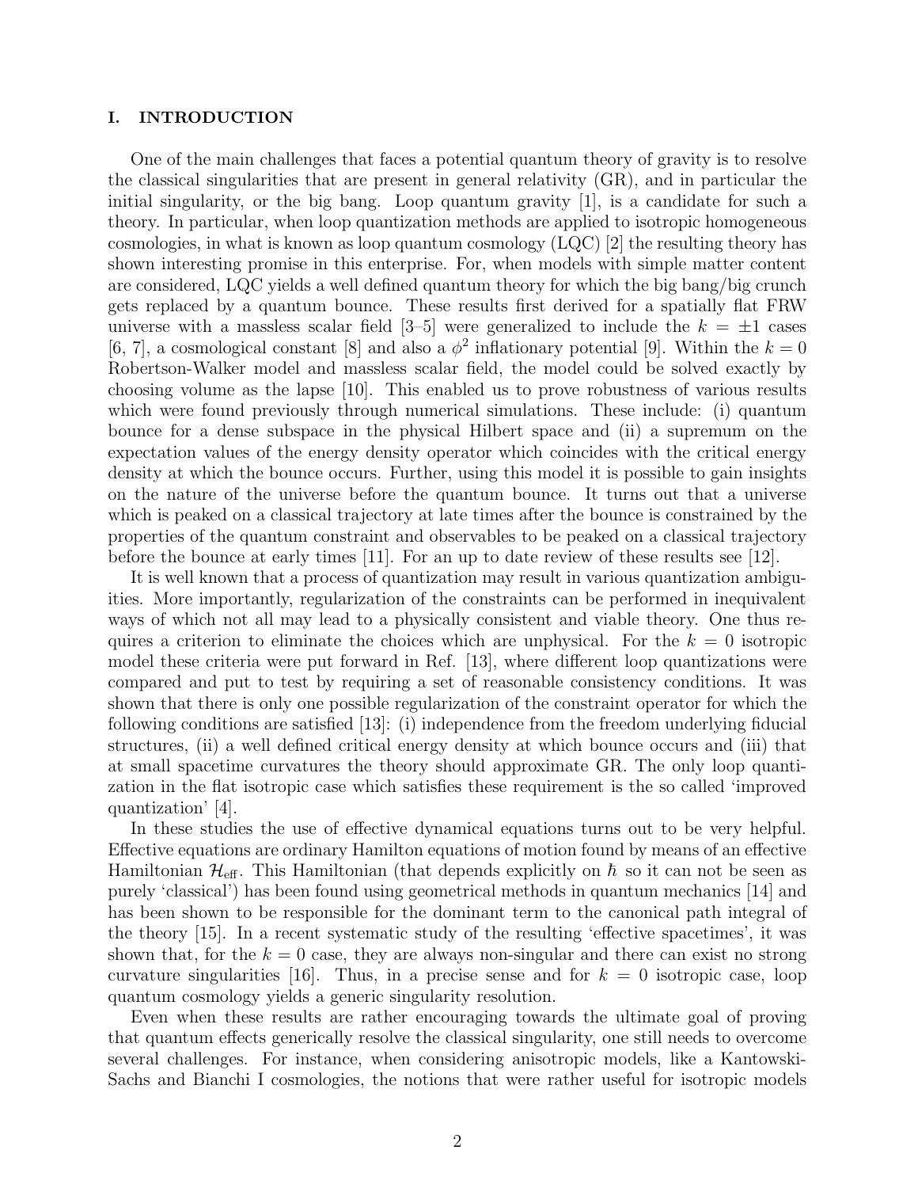## I. INTRODUCTION

One of the main challenges that faces a potential quantum theory of gravity is to resolve the classical singularities that are present in general relativity (GR), and in particular the initial singularity, or the big bang. Loop quantum gravity [1], is a candidate for such a theory. In particular, when loop quantization methods are applied to isotropic homogeneous cosmologies, in what is known as loop quantum cosmology (LQC) [2] the resulting theory has shown interesting promise in this enterprise. For, when models with simple matter content are considered, LQC yields a well defined quantum theory for which the big bang/big crunch gets replaced by a quantum bounce. These results first derived for a spatially flat FRW universe with a massless scalar field [3–5] were generalized to include the $k = \pm 1$ cases [6, 7], a cosmological constant [8] and also a $\phi^2$ inflationary potential [9]. Within the $k = 0$ Robertson-Walker model and massless scalar field, the model could be solved exactly by choosing volume as the lapse [10]. This enabled us to prove robustness of various results which were found previously through numerical simulations. These include: (i) quantum bounce for a dense subspace in the physical Hilbert space and (ii) a supremum on the expectation values of the energy density operator which coincides with the critical energy density at which the bounce occurs. Further, using this model it is possible to gain insights on the nature of the universe before the quantum bounce. It turns out that a universe which is peaked on a classical trajectory at late times after the bounce is constrained by the properties of the quantum constraint and observables to be peaked on a classical trajectory before the bounce at early times [11]. For an up to date review of these results see [12].

It is well known that a process of quantization may result in various quantization ambiguities. More importantly, regularization of the constraints can be performed in inequivalent ways of which not all may lead to a physically consistent and viable theory. One thus requires a criterion to eliminate the choices which are unphysical. For the $k = 0$ isotropic model these criteria were put forward in Ref. [13], where different loop quantizations were compared and put to test by requiring a set of reasonable consistency conditions. It was shown that there is only one possible regularization of the constraint operator for which the following conditions are satisfied [13]: (i) independence from the freedom underlying fiducial structures, (ii) a well defined critical energy density at which bounce occurs and (iii) that at small spacetime curvatures the theory should approximate GR. The only loop quantization in the flat isotropic case which satisfies these requirement is the so called 'improved quantization' [4].

In these studies the use of effective dynamical equations turns out to be very helpful. Effective equations are ordinary Hamilton equations of motion found by means of an effective Hamiltonian $\mathcal{H}_{\rm eff}$. This Hamiltonian (that depends explicitly on $\hbar$ so it can not be seen as purely 'classical') has been found using geometrical methods in quantum mechanics [14] and has been shown to be responsible for the dominant term to the canonical path integral of the theory [15]. In a recent systematic study of the resulting 'effective spacetimes', it was shown that, for the $k = 0$ case, they are always non-singular and there can exist no strong curvature singularities [16]. Thus, in a precise sense and for $k = 0$ isotropic case, loop quantum cosmology yields a generic singularity resolution.

Even when these results are rather encouraging towards the ultimate goal of proving that quantum effects generically resolve the classical singularity, one still needs to overcome several challenges. For instance, when considering anisotropic models, like a Kantowski-Sachs and Bianchi I cosmologies, the notions that were rather useful for isotropic models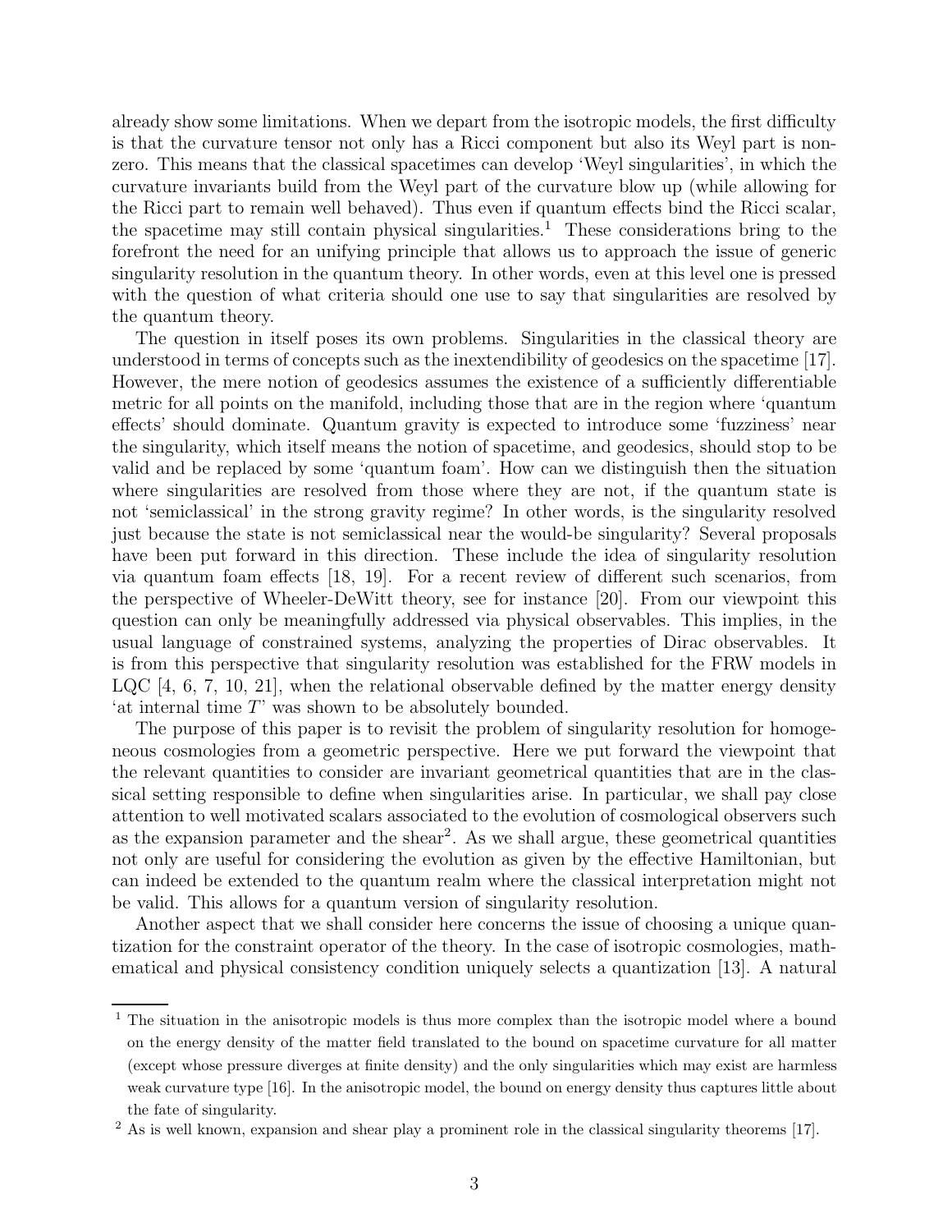already show some limitations. When we depart from the isotropic models, the first difficulty is that the curvature tensor not only has a Ricci component but also its Weyl part is non-zero. This means that the classical spacetimes can develop 'Weyl singularities', in which the curvature invariants build from the Weyl part of the curvature blow up (while allowing for the Ricci part to remain well behaved). Thus even if quantum effects bind the Ricci scalar, the spacetime may still contain physical singularities.[1] These considerations bring to the forefront the need for an unifying principle that allows us to approach the issue of generic singularity resolution in the quantum theory. In other words, even at this level one is pressed with the question of what criteria should one use to say that singularities are resolved by the quantum theory.

The question in itself poses its own problems. Singularities in the classical theory are understood in terms of concepts such as the inextendibility of geodesics on the spacetime [17]. However, the mere notion of geodesics assumes the existence of a sufficiently differentiable metric for all points on the manifold, including those that are in the region where 'quantum effects' should dominate. Quantum gravity is expected to introduce some 'fuzziness' near the singularity, which itself means the notion of spacetime, and geodesics, should stop to be valid and be replaced by some 'quantum foam'. How can we distinguish then the situation where singularities are resolved from those where they are not, if the quantum state is not 'semiclassical' in the strong gravity regime? In other words, is the singularity resolved just because the state is not semiclassical near the would-be singularity? Several proposals have been put forward in this direction. These include the idea of singularity resolution via quantum foam effects [18, 19]. For a recent review of different such scenarios, from the perspective of Wheeler-DeWitt theory, see for instance [20]. From our viewpoint this question can only be meaningfully addressed via physical observables. This implies, in the usual language of constrained systems, analyzing the properties of Dirac observables. It is from this perspective that singularity resolution was established for the FRW models in LQC [4, 6, 7, 10, 21], when the relational observable defined by the matter energy density 'at internal time $T$' was shown to be absolutely bounded.

The purpose of this paper is to revisit the problem of singularity resolution for homogeneous cosmologies from a geometric perspective. Here we put forward the viewpoint that the relevant quantities to consider are invariant geometrical quantities that are in the classical setting responsible to define when singularities arise. In particular, we shall pay close attention to well motivated scalars associated to the evolution of cosmological observers such as the expansion parameter and the shear[2]. As we shall argue, these geometrical quantities not only are useful for considering the evolution as given by the effective Hamiltonian, but can indeed be extended to the quantum realm where the classical interpretation might not be valid. This allows for a quantum version of singularity resolution.

Another aspect that we shall consider here concerns the issue of choosing a unique quantization for the constraint operator of the theory. In the case of isotropic cosmologies, mathematical and physical consistency condition uniquely selects a quantization [13]. A natural

[1] The situation in the anisotropic models is thus more complex than the isotropic model where a bound on the energy density of the matter field translated to the bound on spacetime curvature for all matter (except whose pressure diverges at finite density) and the only singularities which may exist are harmless weak curvature type [16]. In the anisotropic model, the bound on energy density thus captures little about the fate of singularity.

[2] As is well known, expansion and shear play a prominent role in the classical singularity theorems [17].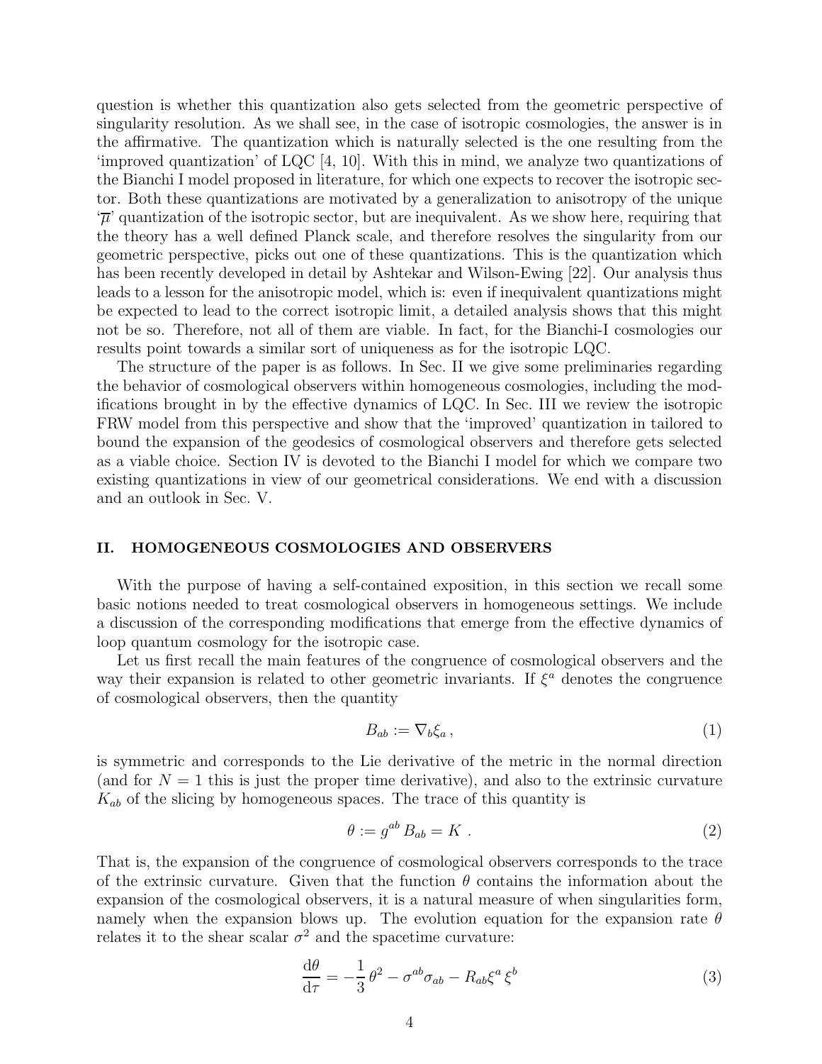question is whether this quantization also gets selected from the geometric perspective of singularity resolution. As we shall see, in the case of isotropic cosmologies, the answer is in the affirmative. The quantization which is naturally selected is the one resulting from the 'improved quantization' of LQC [4, 10]. With this in mind, we analyze two quantizations of the Bianchi I model proposed in literature, for which one expects to recover the isotropic sector. Both these quantizations are motivated by a generalization to anisotropy of the unique '$\overline{\mu}$' quantization of the isotropic sector, but are inequivalent. As we show here, requiring that the theory has a well defined Planck scale, and therefore resolves the singularity from our geometric perspective, picks out one of these quantizations. This is the quantization which has been recently developed in detail by Ashtekar and Wilson-Ewing [22]. Our analysis thus leads to a lesson for the anisotropic model, which is: even if inequivalent quantizations might be expected to lead to the correct isotropic limit, a detailed analysis shows that this might not be so. Therefore, not all of them are viable. In fact, for the Bianchi-I cosmologies our results point towards a similar sort of uniqueness as for the isotropic LQC.

The structure of the paper is as follows. In Sec. II we give some preliminaries regarding the behavior of cosmological observers within homogeneous cosmologies, including the modifications brought in by the effective dynamics of LQC. In Sec. III we review the isotropic FRW model from this perspective and show that the 'improved' quantization in tailored to bound the expansion of the geodesics of cosmological observers and therefore gets selected as a viable choice. Section IV is devoted to the Bianchi I model for which we compare two existing quantizations in view of our geometrical considerations. We end with a discussion and an outlook in Sec. V.

## II. HOMOGENEOUS COSMOLOGIES AND OBSERVERS

With the purpose of having a self-contained exposition, in this section we recall some basic notions needed to treat cosmological observers in homogeneous settings. We include a discussion of the corresponding modifications that emerge from the effective dynamics of loop quantum cosmology for the isotropic case.

Let us first recall the main features of the congruence of cosmological observers and the way their expansion is related to other geometric invariants. If $\xi^a$ denotes the congruence of cosmological observers, then the quantity

$$B_{ab} := \nabla_b \xi_a \, , \tag{1}$$

is symmetric and corresponds to the Lie derivative of the metric in the normal direction (and for $N = 1$ this is just the proper time derivative), and also to the extrinsic curvature $K_{ab}$ of the slicing by homogeneous spaces. The trace of this quantity is

$$\theta := g^{ab} \, B_{ab} = K \; . \tag{2}$$

That is, the expansion of the congruence of cosmological observers corresponds to the trace of the extrinsic curvature. Given that the function $\theta$ contains the information about the expansion of the cosmological observers, it is a natural measure of when singularities form, namely when the expansion blows up. The evolution equation for the expansion rate $\theta$ relates it to the shear scalar $\sigma^2$ and the spacetime curvature:

$$\frac{\mathrm{d}\theta}{\mathrm{d}\tau} = -\frac{1}{3} \, \theta^2 - \sigma^{ab} \sigma_{ab} - R_{ab} \xi^a \, \xi^b \tag{3}$$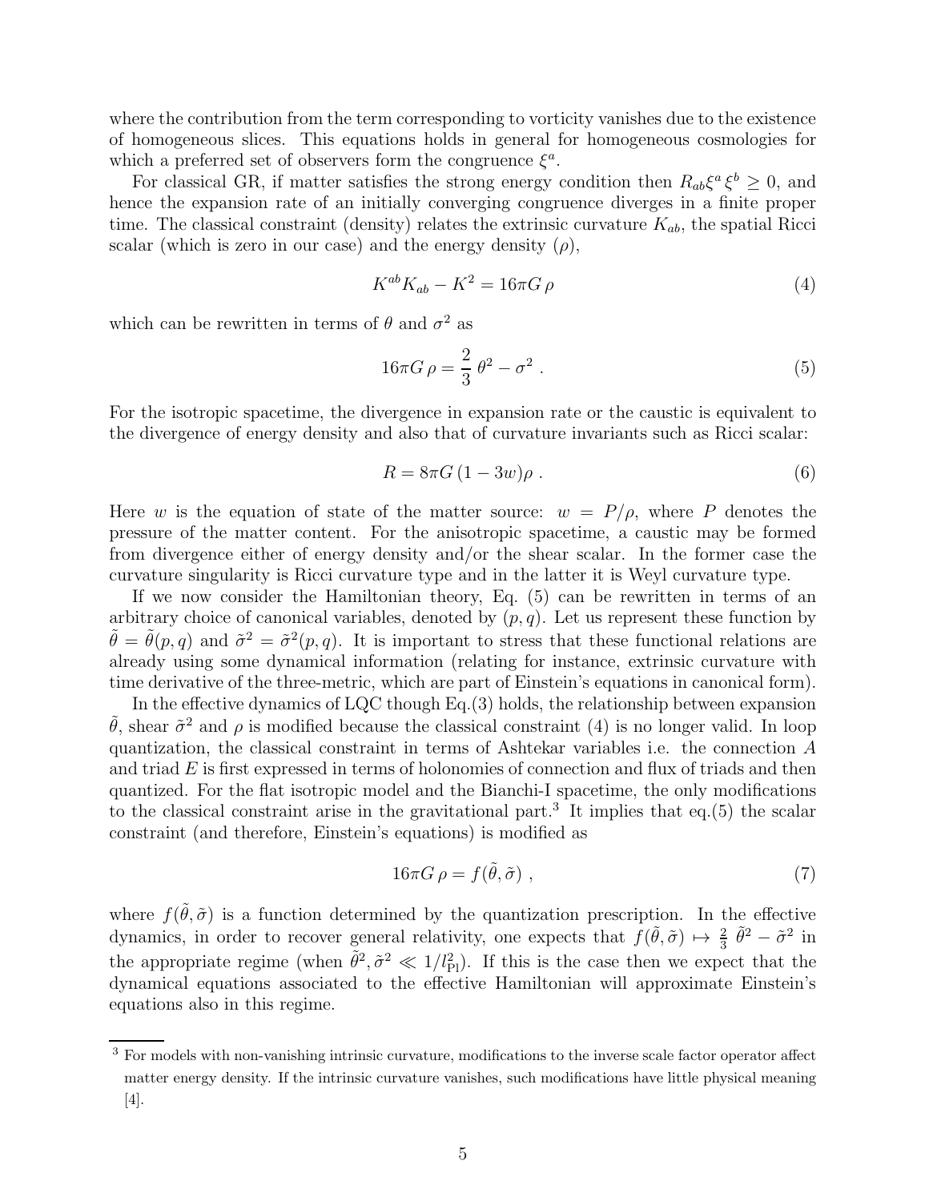where the contribution from the term corresponding to vorticity vanishes due to the existence of homogeneous slices. This equations holds in general for homogeneous cosmologies for which a preferred set of observers form the congruence $\xi^a$.

For classical GR, if matter satisfies the strong energy condition then $R_{ab}\xi^a\xi^b \geq 0$, and hence the expansion rate of an initially converging congruence diverges in a finite proper time. The classical constraint (density) relates the extrinsic curvature $K_{ab}$, the spatial Ricci scalar (which is zero in our case) and the energy density ($\rho$),

$$K^{ab}K_{ab} - K^2 = 16\pi G\,\rho \tag{4}$$

which can be rewritten in terms of $\theta$ and $\sigma^2$ as

$$16\pi G\,\rho = \frac{2}{3}\,\theta^2 - \sigma^2\ . \tag{5}$$

For the isotropic spacetime, the divergence in expansion rate or the caustic is equivalent to the divergence of energy density and also that of curvature invariants such as Ricci scalar:

$$R = 8\pi G\,(1-3w)\rho\ . \tag{6}$$

Here $w$ is the equation of state of the matter source: $w = P/\rho$, where $P$ denotes the pressure of the matter content. For the anisotropic spacetime, a caustic may be formed from divergence either of energy density and/or the shear scalar. In the former case the curvature singularity is Ricci curvature type and in the latter it is Weyl curvature type.

If we now consider the Hamiltonian theory, Eq. (5) can be rewritten in terms of an arbitrary choice of canonical variables, denoted by $(p, q)$. Let us represent these function by $\tilde{\theta} = \tilde{\theta}(p, q)$ and $\tilde{\sigma}^2 = \tilde{\sigma}^2(p, q)$. It is important to stress that these functional relations are already using some dynamical information (relating for instance, extrinsic curvature with time derivative of the three-metric, which are part of Einstein's equations in canonical form).

In the effective dynamics of LQC though Eq.(3) holds, the relationship between expansion $\tilde{\theta}$, shear $\tilde{\sigma}^2$ and $\rho$ is modified because the classical constraint (4) is no longer valid. In loop quantization, the classical constraint in terms of Ashtekar variables i.e. the connection $A$ and triad $E$ is first expressed in terms of holonomies of connection and flux of triads and then quantized. For the flat isotropic model and the Bianchi-I spacetime, the only modifications to the classical constraint arise in the gravitational part.[3] It implies that eq.(5) the scalar constraint (and therefore, Einstein's equations) is modified as

$$16\pi G\,\rho = f(\tilde{\theta}, \tilde{\sigma})\ , \tag{7}$$

where $f(\tilde{\theta}, \tilde{\sigma})$ is a function determined by the quantization prescription. In the effective dynamics, in order to recover general relativity, one expects that $f(\tilde{\theta}, \tilde{\sigma}) \mapsto \frac{2}{3}\,\tilde{\theta}^2 - \tilde{\sigma}^2$ in the appropriate regime (when $\tilde{\theta}^2, \tilde{\sigma}^2 \ll 1/l_{\rm Pl}^2$). If this is the case then we expect that the dynamical equations associated to the effective Hamiltonian will approximate Einstein's equations also in this regime.

[3] For models with non-vanishing intrinsic curvature, modifications to the inverse scale factor operator affect matter energy density. If the intrinsic curvature vanishes, such modifications have little physical meaning [4].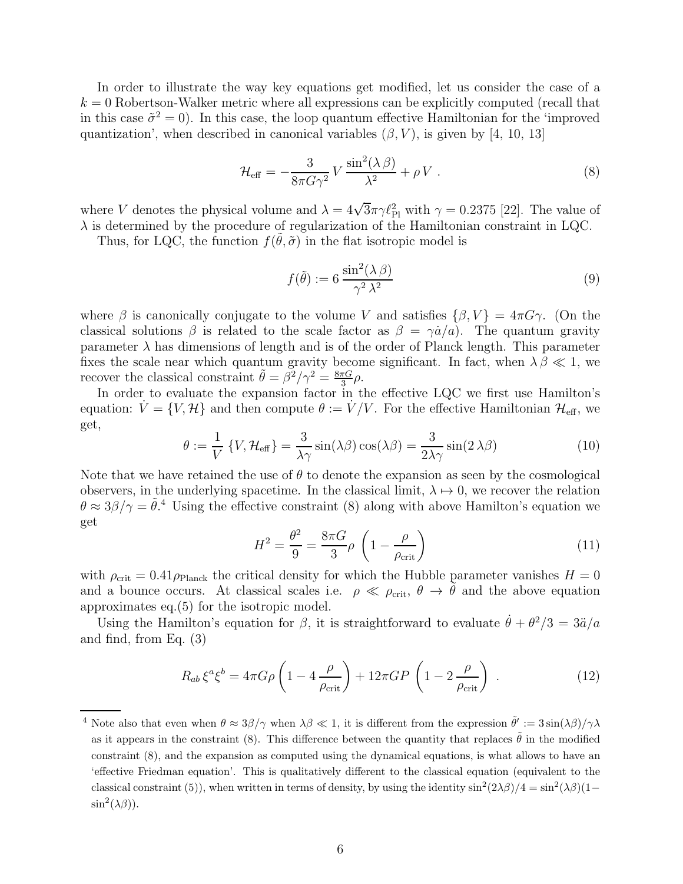In order to illustrate the way key equations get modified, let us consider the case of a $k = 0$ Robertson-Walker metric where all expressions can be explicitly computed (recall that in this case $\tilde{\sigma}^2 = 0$). In this case, the loop quantum effective Hamiltonian for the 'improved quantization', when described in canonical variables $(\beta, V)$, is given by [4, 10, 13]

$$\mathcal{H}_{\text{eff}} = -\frac{3}{8\pi G\gamma^2} V \frac{\sin^2(\lambda\,\beta)}{\lambda^2} + \rho V \ . \tag{8}$$

where $V$ denotes the physical volume and $\lambda = 4\sqrt{3}\pi\gamma\ell_{\text{Pl}}^2$ with $\gamma = 0.2375$ [22]. The value of $\lambda$ is determined by the procedure of regularization of the Hamiltonian constraint in LQC.

Thus, for LQC, the function $f(\tilde{\theta}, \tilde{\sigma})$ in the flat isotropic model is

$$f(\tilde{\theta}) := 6\,\frac{\sin^2(\lambda\,\beta)}{\gamma^2\,\lambda^2} \tag{9}$$

where $\beta$ is canonically conjugate to the volume $V$ and satisfies $\{\beta, V\} = 4\pi G\gamma$. (On the classical solutions $\beta$ is related to the scale factor as $\beta = \gamma\dot{a}/a$). The quantum gravity parameter $\lambda$ has dimensions of length and is of the order of Planck length. This parameter fixes the scale near which quantum gravity become significant. In fact, when $\lambda\,\beta \ll 1$, we recover the classical constraint $\tilde{\theta} = \beta^2/\gamma^2 = \frac{8\pi G}{3}\rho$.

In order to evaluate the expansion factor in the effective LQC we first use Hamilton's equation: $\dot{V} = \{V, \mathcal{H}\}$ and then compute $\theta := \dot{V}/V$. For the effective Hamiltonian $\mathcal{H}_{\text{eff}}$, we get,

$$\theta := \frac{1}{V}\,\{V, \mathcal{H}_{\text{eff}}\} = \frac{3}{\lambda\gamma}\sin(\lambda\beta)\cos(\lambda\beta) = \frac{3}{2\lambda\gamma}\sin(2\,\lambda\beta) \tag{10}$$

Note that we have retained the use of $\theta$ to denote the expansion as seen by the cosmological observers, in the underlying spacetime. In the classical limit, $\lambda \mapsto 0$, we recover the relation $\theta \approx 3\beta/\gamma = \tilde{\theta}$.[4] Using the effective constraint (8) along with above Hamilton's equation we get

$$H^2 = \frac{\theta^2}{9} = \frac{8\pi G}{3}\rho\,\left(1 - \frac{\rho}{\rho_{\text{crit}}}\right) \tag{11}$$

with $\rho_{\text{crit}} = 0.41\rho_{\text{Planck}}$ the critical density for which the Hubble parameter vanishes $H = 0$ and a bounce occurs. At classical scales i.e. $\rho \ll \rho_{\text{crit}}$, $\theta \to \tilde{\theta}$ and the above equation approximates eq.(5) for the isotropic model.

Using the Hamilton's equation for $\beta$, it is straightforward to evaluate $\dot{\theta} + \theta^2/3 = 3\ddot{a}/a$ and find, from Eq. (3)

$$R_{ab}\,\xi^a\xi^b = 4\pi G\rho\left(1 - 4\,\frac{\rho}{\rho_{\text{crit}}}\right) + 12\pi GP\,\left(1 - 2\,\frac{\rho}{\rho_{\text{crit}}}\right)\ . \tag{12}$$

[4] Note also that even when $\theta \approx 3\beta/\gamma$ when $\lambda\beta \ll 1$, it is different from the expression $\tilde{\theta}' := 3\sin(\lambda\beta)/\gamma\lambda$ as it appears in the constraint (8). This difference between the quantity that replaces $\tilde{\theta}$ in the modified constraint (8), and the expansion as computed using the dynamical equations, is what allows to have an 'effective Friedman equation'. This is qualitatively different to the classical equation (equivalent to the classical constraint (5)), when written in terms of density, by using the identity $\sin^2(2\lambda\beta)/4 = \sin^2(\lambda\beta)(1 - \sin^2(\lambda\beta))$.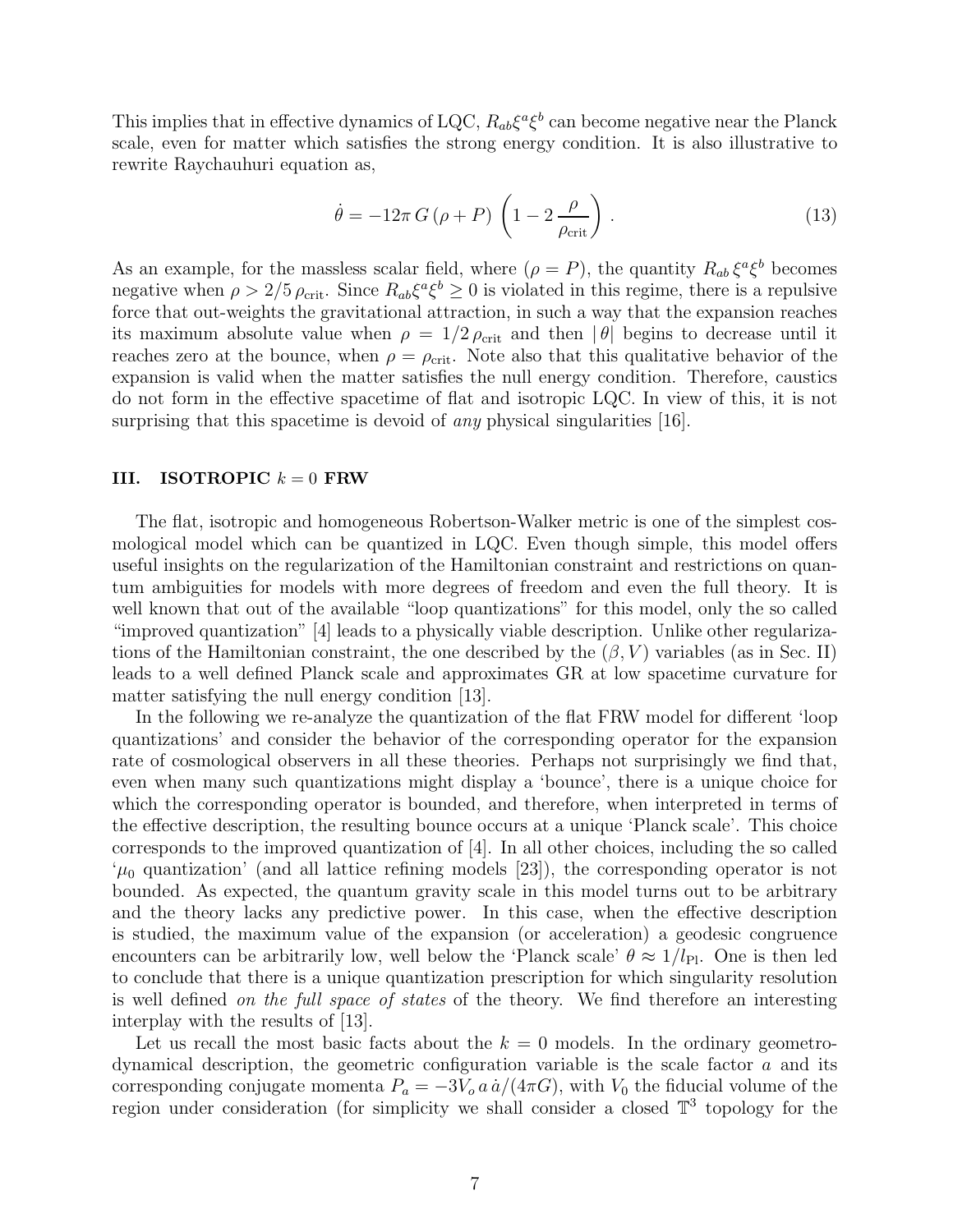This implies that in effective dynamics of LQC, $R_{ab}\xi^a\xi^b$ can become negative near the Planck scale, even for matter which satisfies the strong energy condition. It is also illustrative to rewrite Raychauhuri equation as,

$$\dot{\theta} = -12\pi\, G\, (\rho + P)\, \left(1 - 2\,\frac{\rho}{\rho_{\rm crit}}\right) . \tag{13}$$

As an example, for the massless scalar field, where ($\rho = P$), the quantity $R_{ab}\,\xi^a\xi^b$ becomes negative when $\rho > 2/5\,\rho_{\rm crit}$. Since $R_{ab}\xi^a\xi^b \geq 0$ is violated in this regime, there is a repulsive force that out-weights the gravitational attraction, in such a way that the expansion reaches its maximum absolute value when $\rho = 1/2\,\rho_{\rm crit}$ and then $|\theta|$ begins to decrease until it reaches zero at the bounce, when $\rho = \rho_{\rm crit}$. Note also that this qualitative behavior of the expansion is valid when the matter satisfies the null energy condition. Therefore, caustics do not form in the effective spacetime of flat and isotropic LQC. In view of this, it is not surprising that this spacetime is devoid of *any* physical singularities [16].

## III. ISOTROPIC $k = 0$ FRW

The flat, isotropic and homogeneous Robertson-Walker metric is one of the simplest cosmological model which can be quantized in LQC. Even though simple, this model offers useful insights on the regularization of the Hamiltonian constraint and restrictions on quantum ambiguities for models with more degrees of freedom and even the full theory. It is well known that out of the available "loop quantizations" for this model, only the so called "improved quantization" [4] leads to a physically viable description. Unlike other regularizations of the Hamiltonian constraint, the one described by the $(\beta, V)$ variables (as in Sec. II) leads to a well defined Planck scale and approximates GR at low spacetime curvature for matter satisfying the null energy condition [13].

In the following we re-analyze the quantization of the flat FRW model for different 'loop quantizations' and consider the behavior of the corresponding operator for the expansion rate of cosmological observers in all these theories. Perhaps not surprisingly we find that, even when many such quantizations might display a 'bounce', there is a unique choice for which the corresponding operator is bounded, and therefore, when interpreted in terms of the effective description, the resulting bounce occurs at a unique 'Planck scale'. This choice corresponds to the improved quantization of [4]. In all other choices, including the so called '$\mu_0$ quantization' (and all lattice refining models [23]), the corresponding operator is not bounded. As expected, the quantum gravity scale in this model turns out to be arbitrary and the theory lacks any predictive power. In this case, when the effective description is studied, the maximum value of the expansion (or acceleration) a geodesic congruence encounters can be arbitrarily low, well below the 'Planck scale' $\theta \approx 1/l_{\rm Pl}$. One is then led to conclude that there is a unique quantization prescription for which singularity resolution is well defined *on the full space of states* of the theory. We find therefore an interesting interplay with the results of [13].

Let us recall the most basic facts about the $k = 0$ models. In the ordinary geometrodynamical description, the geometric configuration variable is the scale factor $a$ and its corresponding conjugate momenta $P_a = -3V_o\, a\, \dot{a}/(4\pi G)$, with $V_0$ the fiducial volume of the region under consideration (for simplicity we shall consider a closed $\mathbb{T}^3$ topology for the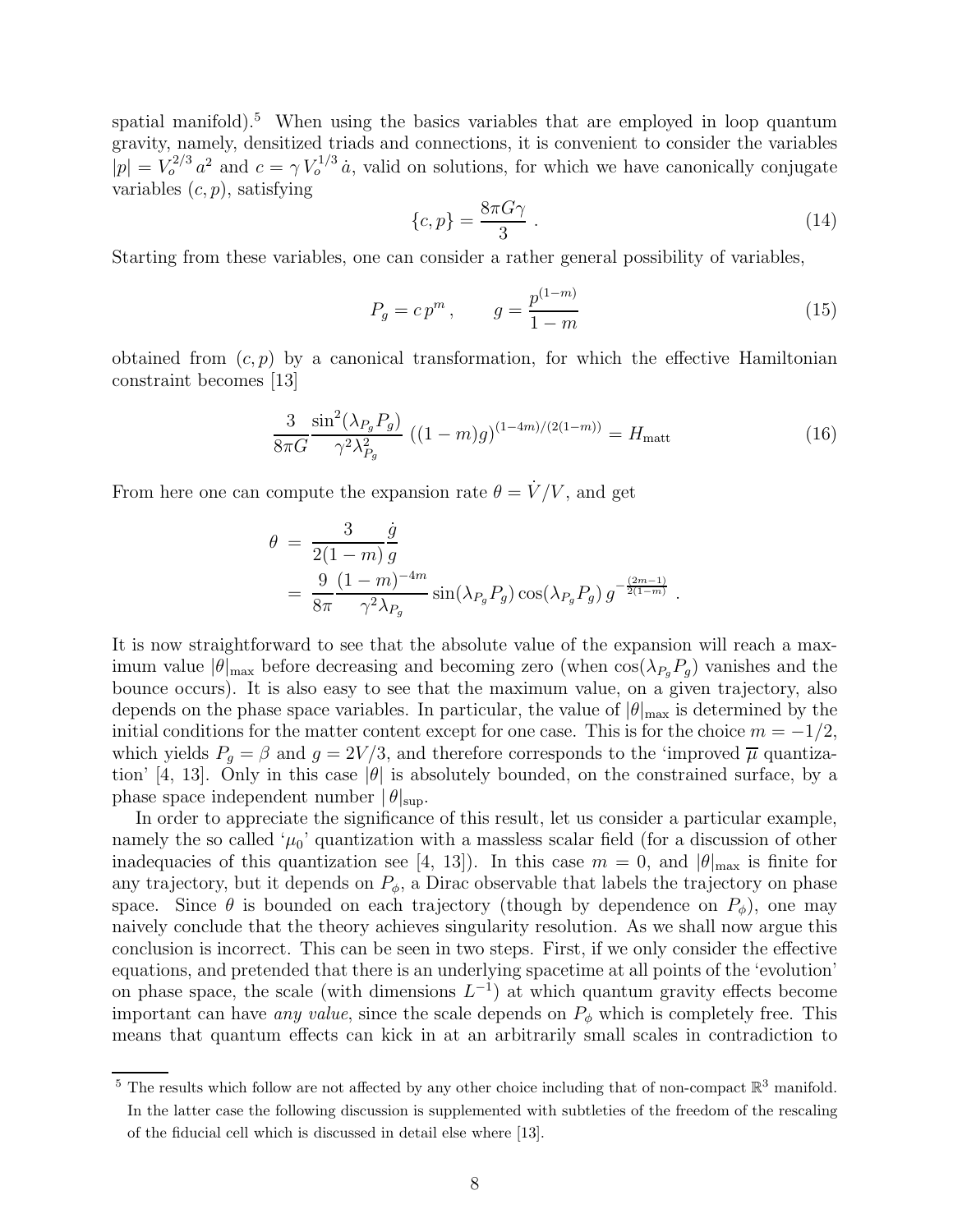spatial manifold).[5] When using the basics variables that are employed in loop quantum gravity, namely, densitized triads and connections, it is convenient to consider the variables $|p| = V_o^{2/3}\, a^2$ and $c = \gamma\, V_o^{1/3}\, \dot{a}$, valid on solutions, for which we have canonically conjugate variables $(c, p)$, satisfying

$$\{c, p\} = \frac{8\pi G \gamma}{3}\ . \tag{14}$$

Starting from these variables, one can consider a rather general possibility of variables,

$$P_g = c\, p^m\,, \qquad g = \frac{p^{(1-m)}}{1-m} \tag{15}$$

obtained from $(c, p)$ by a canonical transformation, for which the effective Hamiltonian constraint becomes [13]

$$\frac{3}{8\pi G}\frac{\sin^2(\lambda_{P_g} P_g)}{\gamma^2 \lambda_{P_g}^2}\ ((1-m)g)^{(1-4m)/(2(1-m))} = H_{\rm matt} \tag{16}$$

From here one can compute the expansion rate $\theta = \dot{V}/V$, and get

$$\begin{aligned}
\theta \ &= \ \frac{3}{2(1-m)}\frac{\dot{g}}{g} \\
&= \ \frac{9}{8\pi}\frac{(1-m)^{-4m}}{\gamma^2 \lambda_{P_g}} \sin(\lambda_{P_g} P_g)\cos(\lambda_{P_g} P_g)\, g^{-\frac{(2m-1)}{2(1-m)}}\ .
\end{aligned}$$

It is now straightforward to see that the absolute value of the expansion will reach a maximum value $|\theta|_{\rm max}$ before decreasing and becoming zero (when $\cos(\lambda_{P_g} P_g)$ vanishes and the bounce occurs). It is also easy to see that the maximum value, on a given trajectory, also depends on the phase space variables. In particular, the value of $|\theta|_{\rm max}$ is determined by the initial conditions for the matter content except for one case. This is for the choice $m = -1/2$, which yields $P_g = \beta$ and $g = 2V/3$, and therefore corresponds to the 'improved $\overline{\mu}$ quantization' [4, 13]. Only in this case $|\theta|$ is absolutely bounded, on the constrained surface, by a phase space independent number $|\,\theta|_{\rm sup}$.

In order to appreciate the significance of this result, let us consider a particular example, namely the so called '$\mu_0$' quantization with a massless scalar field (for a discussion of other inadequacies of this quantization see [4, 13]). In this case $m = 0$, and $|\theta|_{\rm max}$ is finite for any trajectory, but it depends on $P_\phi$, a Dirac observable that labels the trajectory on phase space. Since $\theta$ is bounded on each trajectory (though by dependence on $P_\phi$), one may naively conclude that the theory achieves singularity resolution. As we shall now argue this conclusion is incorrect. This can be seen in two steps. First, if we only consider the effective equations, and pretended that there is an underlying spacetime at all points of the 'evolution' on phase space, the scale (with dimensions $L^{-1}$) at which quantum gravity effects become important can have *any value*, since the scale depends on $P_\phi$ which is completely free. This means that quantum effects can kick in at an arbitrarily small scales in contradiction to

[5] The results which follow are not affected by any other choice including that of non-compact $\mathbb{R}^3$ manifold. In the latter case the following discussion is supplemented with subtleties of the freedom of the rescaling of the fiducial cell which is discussed in detail else where [13].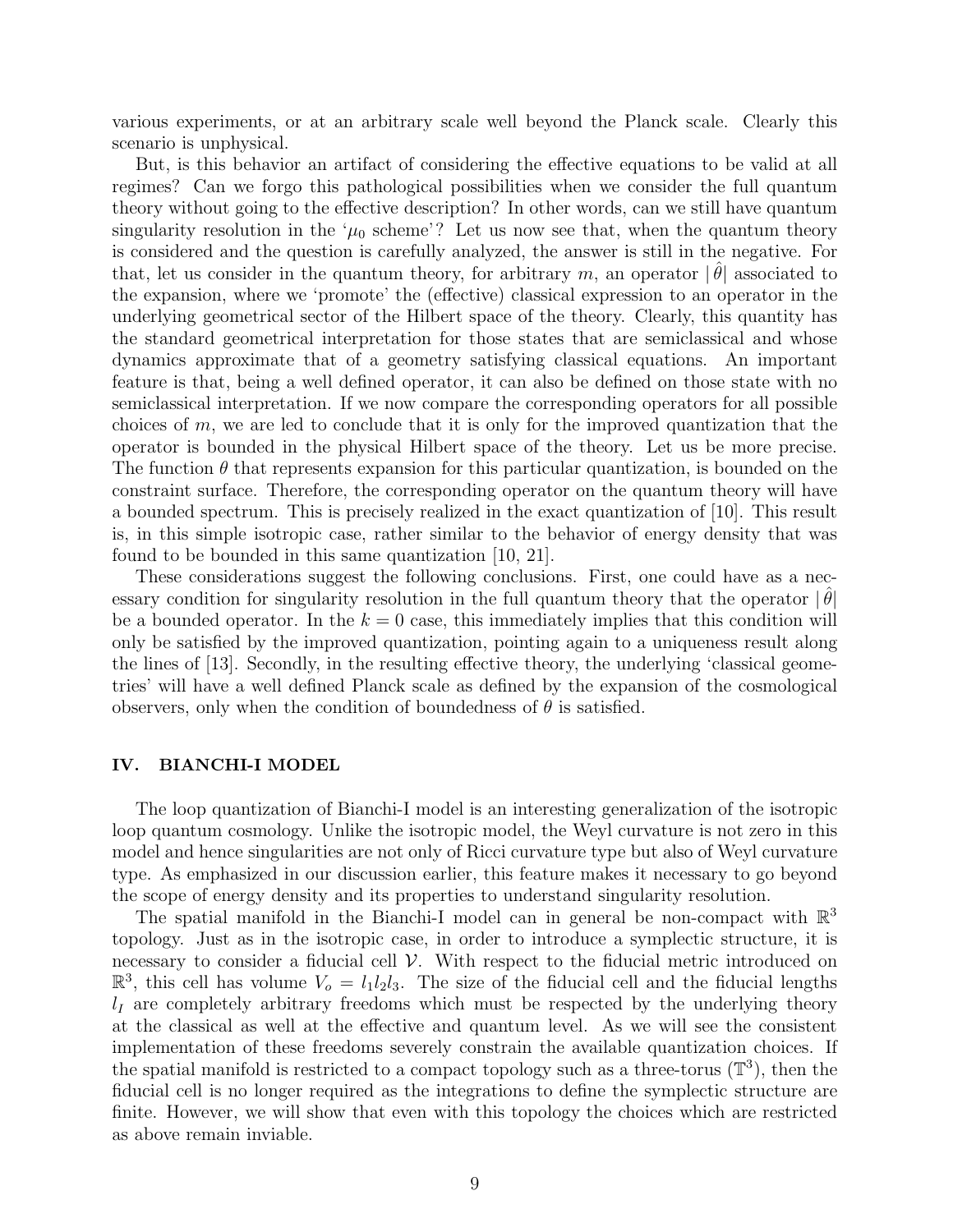various experiments, or at an arbitrary scale well beyond the Planck scale. Clearly this scenario is unphysical.

But, is this behavior an artifact of considering the effective equations to be valid at all regimes? Can we forgo this pathological possibilities when we consider the full quantum theory without going to the effective description? In other words, can we still have quantum singularity resolution in the '$\mu_0$ scheme'? Let us now see that, when the quantum theory is considered and the question is carefully analyzed, the answer is still in the negative. For that, let us consider in the quantum theory, for arbitrary $m$, an operator $|\hat{\theta}|$ associated to the expansion, where we 'promote' the (effective) classical expression to an operator in the underlying geometrical sector of the Hilbert space of the theory. Clearly, this quantity has the standard geometrical interpretation for those states that are semiclassical and whose dynamics approximate that of a geometry satisfying classical equations. An important feature is that, being a well defined operator, it can also be defined on those state with no semiclassical interpretation. If we now compare the corresponding operators for all possible choices of $m$, we are led to conclude that it is only for the improved quantization that the operator is bounded in the physical Hilbert space of the theory. Let us be more precise. The function $\theta$ that represents expansion for this particular quantization, is bounded on the constraint surface. Therefore, the corresponding operator on the quantum theory will have a bounded spectrum. This is precisely realized in the exact quantization of [10]. This result is, in this simple isotropic case, rather similar to the behavior of energy density that was found to be bounded in this same quantization [10, 21].

These considerations suggest the following conclusions. First, one could have as a necessary condition for singularity resolution in the full quantum theory that the operator $|\hat{\theta}|$ be a bounded operator. In the $k = 0$ case, this immediately implies that this condition will only be satisfied by the improved quantization, pointing again to a uniqueness result along the lines of [13]. Secondly, in the resulting effective theory, the underlying 'classical geometries' will have a well defined Planck scale as defined by the expansion of the cosmological observers, only when the condition of boundedness of $\theta$ is satisfied.

## IV. BIANCHI-I MODEL

The loop quantization of Bianchi-I model is an interesting generalization of the isotropic loop quantum cosmology. Unlike the isotropic model, the Weyl curvature is not zero in this model and hence singularities are not only of Ricci curvature type but also of Weyl curvature type. As emphasized in our discussion earlier, this feature makes it necessary to go beyond the scope of energy density and its properties to understand singularity resolution.

The spatial manifold in the Bianchi-I model can in general be non-compact with $\mathbb{R}^3$ topology. Just as in the isotropic case, in order to introduce a symplectic structure, it is necessary to consider a fiducial cell $\mathcal{V}$. With respect to the fiducial metric introduced on $\mathbb{R}^3$, this cell has volume $V_o = l_1 l_2 l_3$. The size of the fiducial cell and the fiducial lengths $l_I$ are completely arbitrary freedoms which must be respected by the underlying theory at the classical as well at the effective and quantum level. As we will see the consistent implementation of these freedoms severely constrain the available quantization choices. If the spatial manifold is restricted to a compact topology such as a three-torus ($\mathbb{T}^3$), then the fiducial cell is no longer required as the integrations to define the symplectic structure are finite. However, we will show that even with this topology the choices which are restricted as above remain inviable.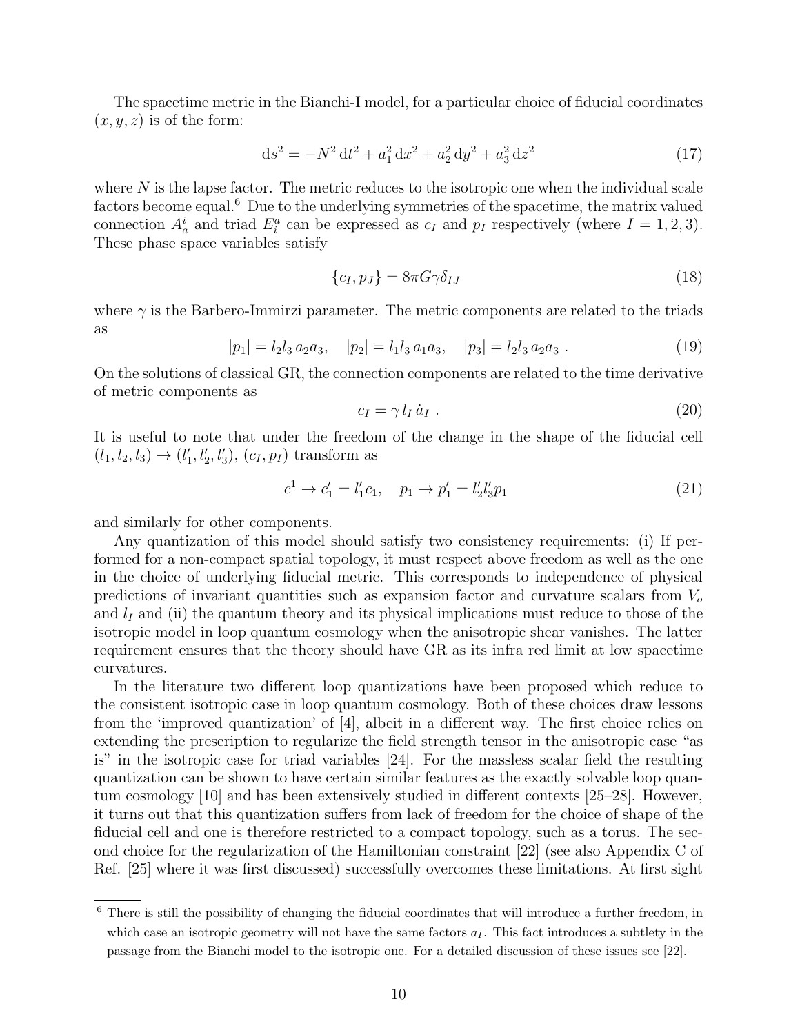The spacetime metric in the Bianchi-I model, for a particular choice of fiducial coordinates $(x, y, z)$ is of the form:

$$\mathrm{d}s^2 = -N^2\,\mathrm{d}t^2 + a_1^2\,\mathrm{d}x^2 + a_2^2\,\mathrm{d}y^2 + a_3^2\,\mathrm{d}z^2 \tag{17}$$

where $N$ is the lapse factor. The metric reduces to the isotropic one when the individual scale factors become equal.[6] Due to the underlying symmetries of the spacetime, the matrix valued connection $A_a^i$ and triad $E_i^a$ can be expressed as $c_I$ and $p_I$ respectively (where $I = 1, 2, 3$). These phase space variables satisfy

$$\{c_I, p_J\} = 8\pi G\gamma\delta_{IJ} \tag{18}$$

where $\gamma$ is the Barbero-Immirzi parameter. The metric components are related to the triads as

$$|p_1| = l_2 l_3\, a_2 a_3, \quad |p_2| = l_1 l_3\, a_1 a_3, \quad |p_3| = l_2 l_3\, a_2 a_3 \ . \tag{19}$$

On the solutions of classical GR, the connection components are related to the time derivative of metric components as

$$c_I = \gamma\, l_I\, \dot{a}_I \ . \tag{20}$$

It is useful to note that under the freedom of the change in the shape of the fiducial cell $(l_1, l_2, l_3) \to (l_1', l_2', l_3')$, $(c_I, p_I)$ transform as

$$c^1 \to c_1' = l_1' c_1, \quad p_1 \to p_1' = l_2' l_3' p_1 \tag{21}$$

and similarly for other components.

Any quantization of this model should satisfy two consistency requirements: (i) If performed for a non-compact spatial topology, it must respect above freedom as well as the one in the choice of underlying fiducial metric. This corresponds to independence of physical predictions of invariant quantities such as expansion factor and curvature scalars from $V_o$ and $l_I$ and (ii) the quantum theory and its physical implications must reduce to those of the isotropic model in loop quantum cosmology when the anisotropic shear vanishes. The latter requirement ensures that the theory should have GR as its infra red limit at low spacetime curvatures.

In the literature two different loop quantizations have been proposed which reduce to the consistent isotropic case in loop quantum cosmology. Both of these choices draw lessons from the 'improved quantization' of [4], albeit in a different way. The first choice relies on extending the prescription to regularize the field strength tensor in the anisotropic case "as is" in the isotropic case for triad variables [24]. For the massless scalar field the resulting quantization can be shown to have certain similar features as the exactly solvable loop quantum cosmology [10] and has been extensively studied in different contexts [25–28]. However, it turns out that this quantization suffers from lack of freedom for the choice of shape of the fiducial cell and one is therefore restricted to a compact topology, such as a torus. The second choice for the regularization of the Hamiltonian constraint [22] (see also Appendix C of Ref. [25] where it was first discussed) successfully overcomes these limitations. At first sight

[6] There is still the possibility of changing the fiducial coordinates that will introduce a further freedom, in which case an isotropic geometry will not have the same factors $a_I$. This fact introduces a subtlety in the passage from the Bianchi model to the isotropic one. For a detailed discussion of these issues see [22].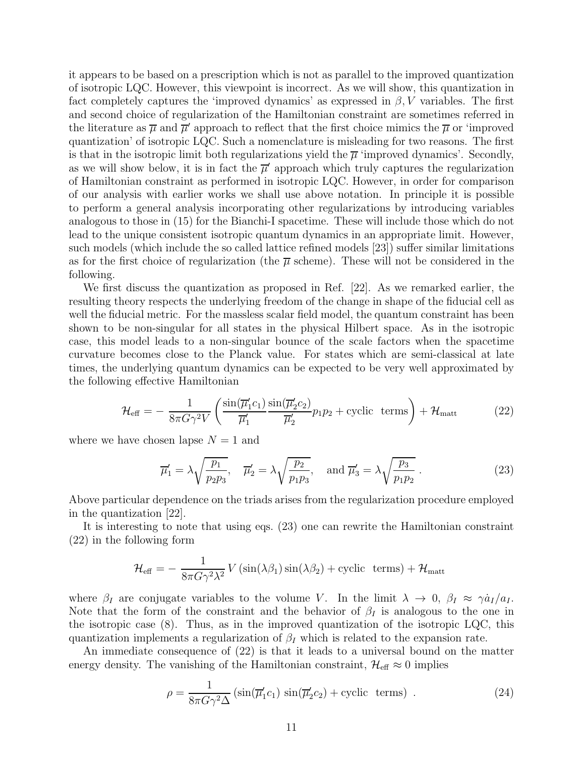it appears to be based on a prescription which is not as parallel to the improved quantization of isotropic LQC. However, this viewpoint is incorrect. As we will show, this quantization in fact completely captures the 'improved dynamics' as expressed in $\beta, V$ variables. The first and second choice of regularization of the Hamiltonian constraint are sometimes referred in the literature as $\overline{\mu}$ and $\overline{\mu}'$ approach to reflect that the first choice mimics the $\overline{\mu}$ or 'improved quantization' of isotropic LQC. Such a nomenclature is misleading for two reasons. The first is that in the isotropic limit both regularizations yield the $\overline{\mu}$ 'improved dynamics'. Secondly, as we will show below, it is in fact the $\overline{\mu}'$ approach which truly captures the regularization of Hamiltonian constraint as performed in isotropic LQC. However, in order for comparison of our analysis with earlier works we shall use above notation. In principle it is possible to perform a general analysis incorporating other regularizations by introducing variables analogous to those in (15) for the Bianchi-I spacetime. These will include those which do not lead to the unique consistent isotropic quantum dynamics in an appropriate limit. However, such models (which include the so called lattice refined models [23]) suffer similar limitations as for the first choice of regularization (the $\overline{\mu}$ scheme). These will not be considered in the following.

We first discuss the quantization as proposed in Ref. [22]. As we remarked earlier, the resulting theory respects the underlying freedom of the change in shape of the fiducial cell as well the fiducial metric. For the massless scalar field model, the quantum constraint has been shown to be non-singular for all states in the physical Hilbert space. As in the isotropic case, this model leads to a non-singular bounce of the scale factors when the spacetime curvature becomes close to the Planck value. For states which are semi-classical at late times, the underlying quantum dynamics can be expected to be very well approximated by the following effective Hamiltonian

$$\mathcal{H}_{\rm eff} = -\,\frac{1}{8\pi G\gamma^2 V}\left(\frac{\sin(\overline{\mu}_1' c_1)}{\overline{\mu}_1'}\frac{\sin(\overline{\mu}_2' c_2)}{\overline{\mu}_2'}p_1 p_2 + \text{cyclic terms}\right) + \mathcal{H}_{\rm matt} \tag{22}$$

where we have chosen lapse $N = 1$ and

$$\overline{\mu}_1' = \lambda\sqrt{\frac{p_1}{p_2 p_3}}, \quad \overline{\mu}_2' = \lambda\sqrt{\frac{p_2}{p_1 p_3}}, \quad \text{and } \overline{\mu}_3' = \lambda\sqrt{\frac{p_3}{p_1 p_2}}~. \tag{23}$$

Above particular dependence on the triads arises from the regularization procedure employed in the quantization [22].

It is interesting to note that using eqs. (23) one can rewrite the Hamiltonian constraint (22) in the following form

$$\mathcal{H}_{\rm eff} = -\,\frac{1}{8\pi G\gamma^2\lambda^2}\,V\left(\sin(\lambda\beta_1)\sin(\lambda\beta_2) + \text{cyclic terms}\right) + \mathcal{H}_{\rm matt}$$

where $\beta_I$ are conjugate variables to the volume $V$. In the limit $\lambda \to 0$, $\beta_I \approx \gamma\dot{a}_I/a_I$. Note that the form of the constraint and the behavior of $\beta_I$ is analogous to the one in the isotropic case (8). Thus, as in the improved quantization of the isotropic LQC, this quantization implements a regularization of $\beta_I$ which is related to the expansion rate.

An immediate consequence of (22) is that it leads to a universal bound on the matter energy density. The vanishing of the Hamiltonian constraint, $\mathcal{H}_{\rm eff} \approx 0$ implies

$$\rho = \frac{1}{8\pi G\gamma^2\Delta}\left(\sin(\overline{\mu}_1' c_1)\,\sin(\overline{\mu}_2' c_2) + \text{cyclic terms}\right)~. \tag{24}$$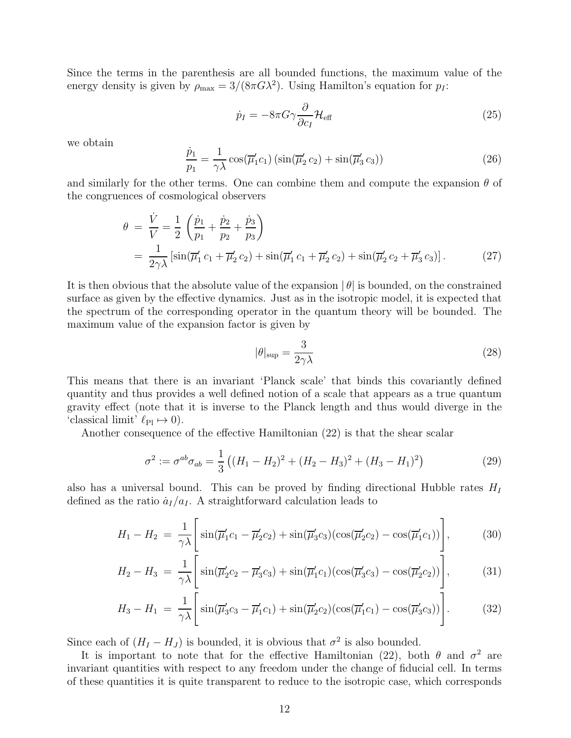Since the terms in the parenthesis are all bounded functions, the maximum value of the energy density is given by $\rho_{\rm max} = 3/(8\pi G\lambda^2)$. Using Hamilton's equation for $p_I$:

$$\dot{p}_I = -8\pi G\gamma \frac{\partial}{\partial c_I}\mathcal{H}_{\rm eff} \tag{25}$$

we obtain

$$\frac{\dot{p}_1}{p_1} = \frac{1}{\gamma\lambda}\cos(\overline{\mu}_1' c_1)\left(\sin(\overline{\mu}_2'\, c_2) + \sin(\overline{\mu}_3'\, c_3)\right) \tag{26}$$

and similarly for the other terms. One can combine them and compute the expansion $\theta$ of the congruences of cosmological observers

$$\begin{aligned}
\theta &= \frac{\dot{V}}{V} = \frac{1}{2}\left(\frac{\dot{p}_1}{p_1} + \frac{\dot{p}_2}{p_2} + \frac{\dot{p}_3}{p_3}\right) \\
&= \frac{1}{2\gamma\lambda}\left[\sin(\overline{\mu}_1'\, c_1 + \overline{\mu}_2'\, c_2) + \sin(\overline{\mu}_1'\, c_1 + \overline{\mu}_2'\, c_2) + \sin(\overline{\mu}_2'\, c_2 + \overline{\mu}_3'\, c_3)\right].
\end{aligned} \tag{27}$$

It is then obvious that the absolute value of the expansion $|\,\theta|$ is bounded, on the constrained surface as given by the effective dynamics. Just as in the isotropic model, it is expected that the spectrum of the corresponding operator in the quantum theory will be bounded. The maximum value of the expansion factor is given by

$$|\theta|_{\rm sup} = \frac{3}{2\gamma\lambda} \tag{28}$$

This means that there is an invariant 'Planck scale' that binds this covariantly defined quantity and thus provides a well defined notion of a scale that appears as a true quantum gravity effect (note that it is inverse to the Planck length and thus would diverge in the 'classical limit' $\ell_{\rm Pl} \mapsto 0$).

Another consequence of the effective Hamiltonian (22) is that the shear scalar

$$\sigma^2 := \sigma^{ab}\sigma_{ab} = \frac{1}{3}\left((H_1 - H_2)^2 + (H_2 - H_3)^2 + (H_3 - H_1)^2\right) \tag{29}$$

also has a universal bound. This can be proved by finding directional Hubble rates $H_I$ defined as the ratio $\dot{a}_I/a_I$. A straightforward calculation leads to

$$H_1 - H_2 \;=\; \frac{1}{\gamma\lambda}\Bigg[\sin(\overline{\mu}_1' c_1 - \overline{\mu}_2' c_2) + \sin(\overline{\mu}_3' c_3)(\cos(\overline{\mu}_2' c_2) - \cos(\overline{\mu}_1' c_1))\Bigg], \tag{30}$$

$$H_2 - H_3 \;=\; \frac{1}{\gamma\lambda}\Bigg[\sin(\overline{\mu}_2' c_2 - \overline{\mu}_3' c_3) + \sin(\overline{\mu}_1' c_1)(\cos(\overline{\mu}_3' c_3) - \cos(\overline{\mu}_2' c_2))\Bigg], \tag{31}$$

$$H_3 - H_1 \;=\; \frac{1}{\gamma\lambda}\Bigg[\sin(\overline{\mu}_3' c_3 - \overline{\mu}_1' c_1) + \sin(\overline{\mu}_2' c_2)(\cos(\overline{\mu}_1' c_1) - \cos(\overline{\mu}_3' c_3))\Bigg]. \tag{32}$$

Since each of $(H_I - H_J)$ is bounded, it is obvious that $\sigma^2$ is also bounded.

It is important to note that for the effective Hamiltonian (22), both $\theta$ and $\sigma^2$ are invariant quantities with respect to any freedom under the change of fiducial cell. In terms of these quantities it is quite transparent to reduce to the isotropic case, which corresponds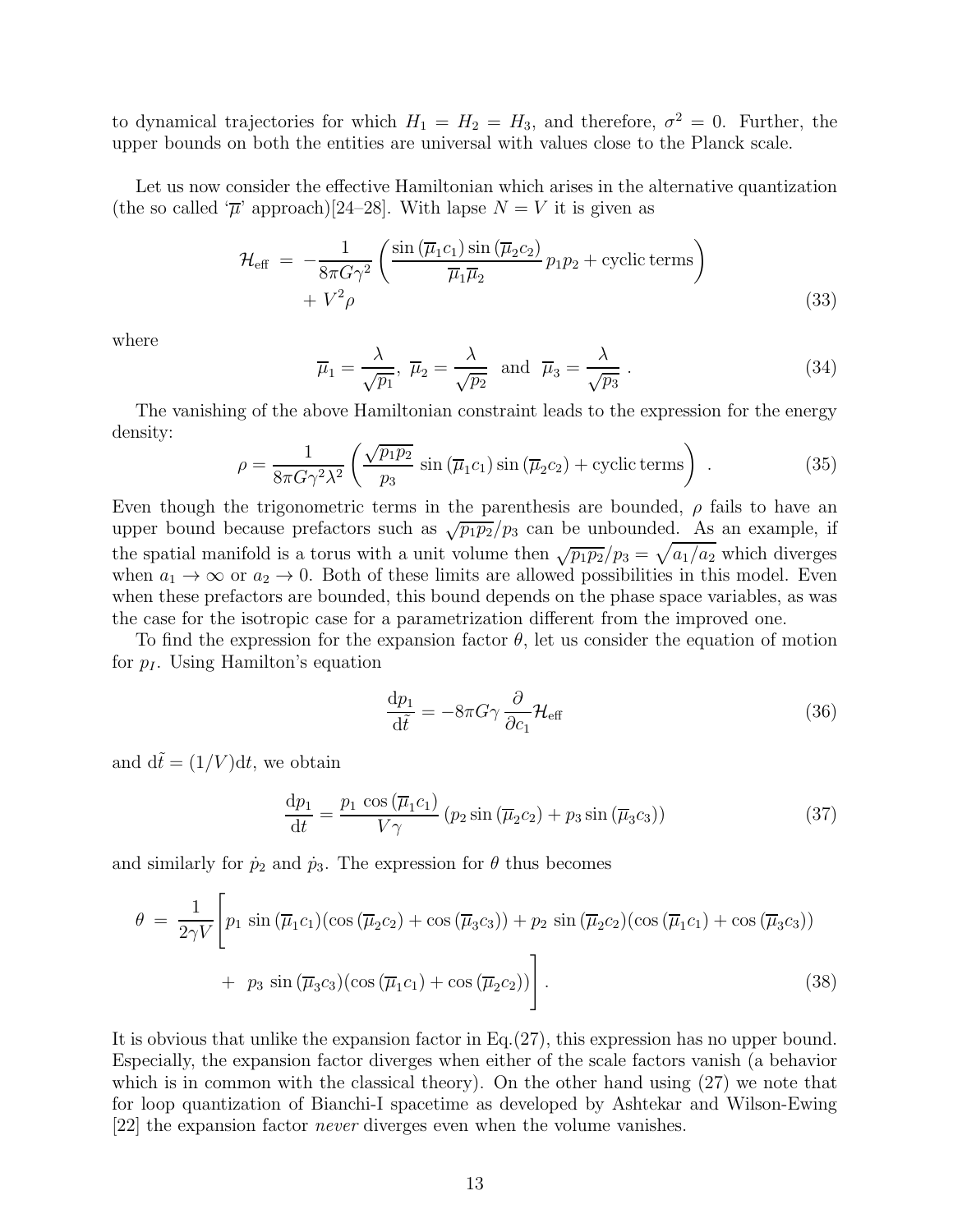to dynamical trajectories for which $H_1 = H_2 = H_3$, and therefore, $\sigma^2 = 0$. Further, the upper bounds on both the entities are universal with values close to the Planck scale.

Let us now consider the effective Hamiltonian which arises in the alternative quantization (the so called '$\overline{\mu}$' approach)[24–28]. With lapse $N = V$ it is given as

$$\mathcal{H}_{\rm eff} \;=\; -\frac{1}{8\pi G\gamma^2}\left(\frac{\sin\left(\overline{\mu}_1 c_1\right)\sin\left(\overline{\mu}_2 c_2\right)}{\overline{\mu}_1\overline{\mu}_2}\,p_1 p_2 + \text{cyclic terms}\right) + V^2\rho \tag{33}$$

where

$$\overline{\mu}_1 = \frac{\lambda}{\sqrt{p_1}},\; \overline{\mu}_2 = \frac{\lambda}{\sqrt{p_2}} \;\text{ and }\; \overline{\mu}_3 = \frac{\lambda}{\sqrt{p_3}}\;. \tag{34}$$

The vanishing of the above Hamiltonian constraint leads to the expression for the energy density:

$$\rho = \frac{1}{8\pi G\gamma^2\lambda^2}\left(\frac{\sqrt{p_1 p_2}}{p_3}\,\sin\left(\overline{\mu}_1 c_1\right)\sin\left(\overline{\mu}_2 c_2\right) + \text{cyclic terms}\right)\;. \tag{35}$$

Even though the trigonometric terms in the parenthesis are bounded, $\rho$ fails to have an upper bound because prefactors such as $\sqrt{p_1 p_2}/p_3$ can be unbounded. As an example, if the spatial manifold is a torus with a unit volume then $\sqrt{p_1 p_2}/p_3 = \sqrt{a_1/a_2}$ which diverges when $a_1 \to \infty$ or $a_2 \to 0$. Both of these limits are allowed possibilities in this model. Even when these prefactors are bounded, this bound depends on the phase space variables, as was the case for the isotropic case for a parametrization different from the improved one.

To find the expression for the expansion factor $\theta$, let us consider the equation of motion for $p_I$. Using Hamilton's equation

$$\frac{{\rm d}p_1}{{\rm d}\tilde{t}} = -8\pi G\gamma\,\frac{\partial}{\partial c_1}\mathcal{H}_{\rm eff} \tag{36}$$

and ${\rm d}\tilde{t} = (1/V){\rm d}t$, we obtain

$$\frac{{\rm d}p_1}{{\rm d}t} = \frac{p_1\,\cos\left(\overline{\mu}_1 c_1\right)}{V\gamma}\left(p_2\sin\left(\overline{\mu}_2 c_2\right) + p_3\sin\left(\overline{\mu}_3 c_3\right)\right) \tag{37}$$

and similarly for $\dot{p}_2$ and $\dot{p}_3$. The expression for $\theta$ thus becomes

$$\theta \;=\; \frac{1}{2\gamma V}\Bigg[p_1\,\sin\left(\overline{\mu}_1 c_1\right)\left(\cos\left(\overline{\mu}_2 c_2\right)+\cos\left(\overline{\mu}_3 c_3\right)\right) + p_2\,\sin\left(\overline{\mu}_2 c_2\right)\left(\cos\left(\overline{\mu}_1 c_1\right)+\cos\left(\overline{\mu}_3 c_3\right)\right) + p_3\,\sin\left(\overline{\mu}_3 c_3\right)\left(\cos\left(\overline{\mu}_1 c_1\right)+\cos\left(\overline{\mu}_2 c_2\right)\right)\Bigg]\,. \tag{38}$$

It is obvious that unlike the expansion factor in Eq.(27), this expression has no upper bound. Especially, the expansion factor diverges when either of the scale factors vanish (a behavior which is in common with the classical theory). On the other hand using (27) we note that for loop quantization of Bianchi-I spacetime as developed by Ashtekar and Wilson-Ewing [22] the expansion factor *never* diverges even when the volume vanishes.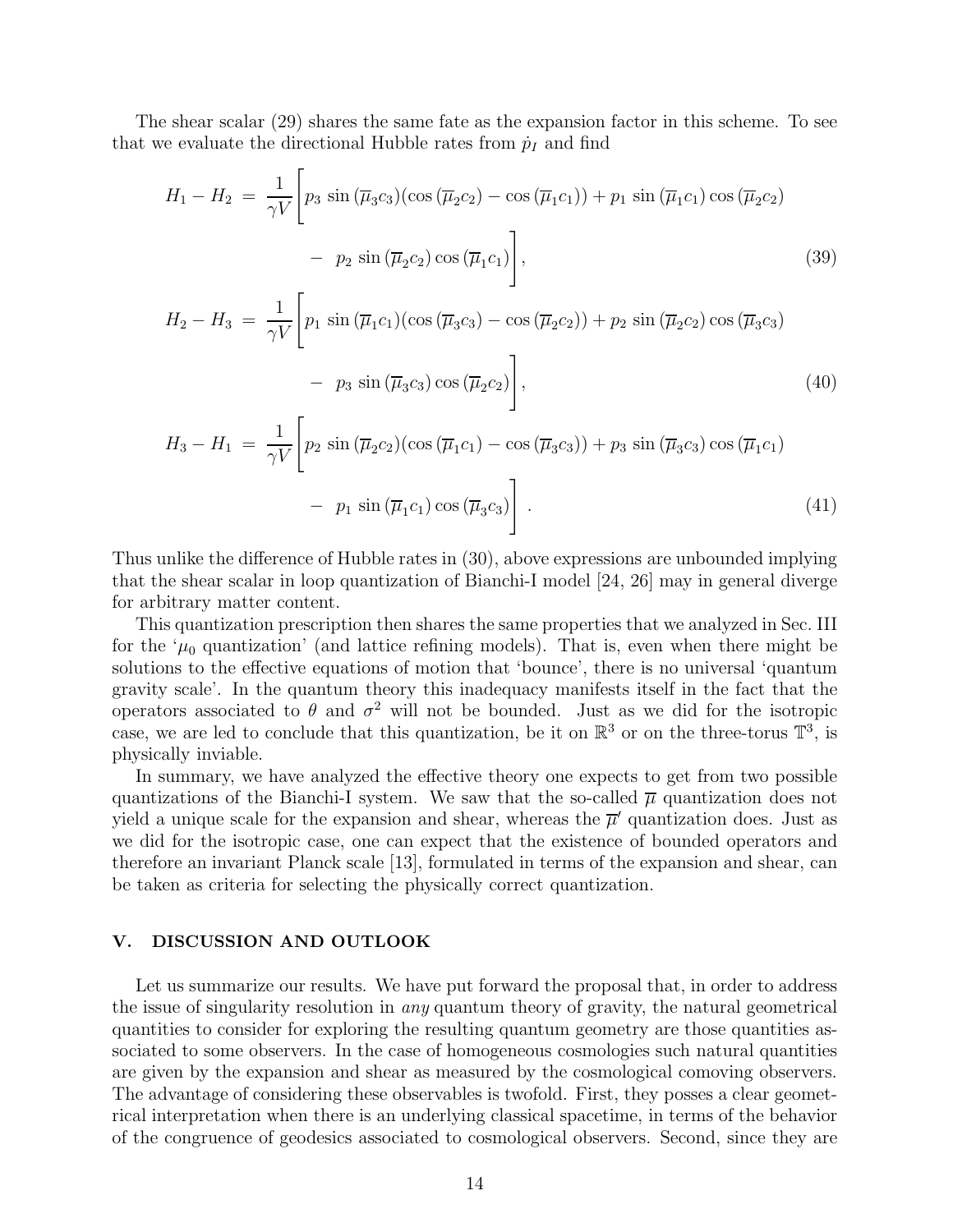The shear scalar (29) shares the same fate as the expansion factor in this scheme. To see that we evaluate the directional Hubble rates from $\dot{p}_I$ and find

$$
\begin{aligned}
H_1 - H_2 \;=\; \frac{1}{\gamma V}\bigg[ & p_3\,\sin(\overline{\mu}_3 c_3)(\cos(\overline{\mu}_2 c_2) - \cos(\overline{\mu}_1 c_1)) + p_1\,\sin(\overline{\mu}_1 c_1)\cos(\overline{\mu}_2 c_2) \\
& -\; p_2\,\sin(\overline{\mu}_2 c_2)\cos(\overline{\mu}_1 c_1)\bigg], 
\end{aligned} \tag{39}
$$

$$
\begin{aligned}
H_2 - H_3 \;=\; \frac{1}{\gamma V}\bigg[ & p_1\,\sin(\overline{\mu}_1 c_1)(\cos(\overline{\mu}_3 c_3) - \cos(\overline{\mu}_2 c_2)) + p_2\,\sin(\overline{\mu}_2 c_2)\cos(\overline{\mu}_3 c_3) \\
& -\; p_3\,\sin(\overline{\mu}_3 c_3)\cos(\overline{\mu}_2 c_2)\bigg], 
\end{aligned} \tag{40}
$$

$$
\begin{aligned}
H_3 - H_1 \;=\; \frac{1}{\gamma V}\bigg[ & p_2\,\sin(\overline{\mu}_2 c_2)(\cos(\overline{\mu}_1 c_1) - \cos(\overline{\mu}_3 c_3)) + p_3\,\sin(\overline{\mu}_3 c_3)\cos(\overline{\mu}_1 c_1) \\
& -\; p_1\,\sin(\overline{\mu}_1 c_1)\cos(\overline{\mu}_3 c_3)\bigg]\,. 
\end{aligned} \tag{41}
$$

Thus unlike the difference of Hubble rates in (30), above expressions are unbounded implying that the shear scalar in loop quantization of Bianchi-I model [24, 26] may in general diverge for arbitrary matter content.

This quantization prescription then shares the same properties that we analyzed in Sec. III for the '$\mu_0$ quantization' (and lattice refining models). That is, even when there might be solutions to the effective equations of motion that 'bounce', there is no universal 'quantum gravity scale'. In the quantum theory this inadequacy manifests itself in the fact that the operators associated to $\theta$ and $\sigma^2$ will not be bounded. Just as we did for the isotropic case, we are led to conclude that this quantization, be it on $\mathbb{R}^3$ or on the three-torus $\mathbb{T}^3$, is physically inviable.

In summary, we have analyzed the effective theory one expects to get from two possible quantizations of the Bianchi-I system. We saw that the so-called $\overline{\mu}$ quantization does not yield a unique scale for the expansion and shear, whereas the $\overline{\mu}'$ quantization does. Just as we did for the isotropic case, one can expect that the existence of bounded operators and therefore an invariant Planck scale [13], formulated in terms of the expansion and shear, can be taken as criteria for selecting the physically correct quantization.

## V. DISCUSSION AND OUTLOOK

Let us summarize our results. We have put forward the proposal that, in order to address the issue of singularity resolution in *any* quantum theory of gravity, the natural geometrical quantities to consider for exploring the resulting quantum geometry are those quantities associated to some observers. In the case of homogeneous cosmologies such natural quantities are given by the expansion and shear as measured by the cosmological comoving observers. The advantage of considering these observables is twofold. First, they posses a clear geometrical interpretation when there is an underlying classical spacetime, in terms of the behavior of the congruence of geodesics associated to cosmological observers. Second, since they are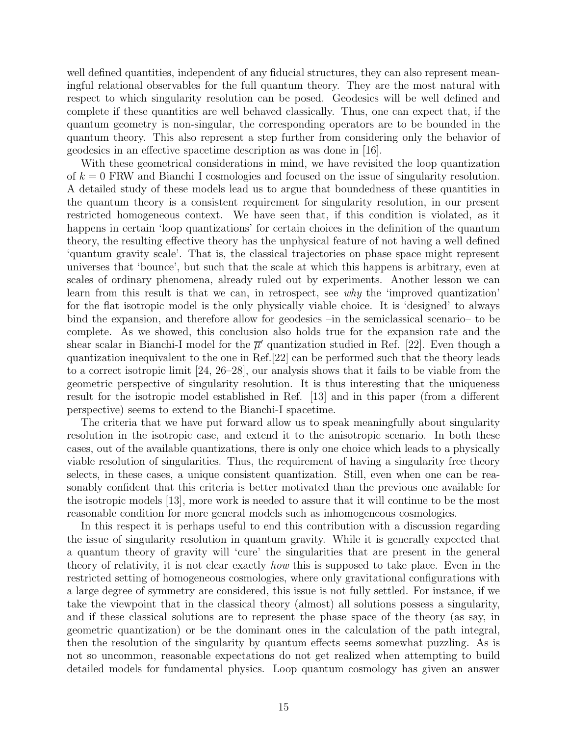well defined quantities, independent of any fiducial structures, they can also represent meaningful relational observables for the full quantum theory. They are the most natural with respect to which singularity resolution can be posed. Geodesics will be well defined and complete if these quantities are well behaved classically. Thus, one can expect that, if the quantum geometry is non-singular, the corresponding operators are to be bounded in the quantum theory. This also represent a step further from considering only the behavior of geodesics in an effective spacetime description as was done in [16].

With these geometrical considerations in mind, we have revisited the loop quantization of $k = 0$ FRW and Bianchi I cosmologies and focused on the issue of singularity resolution. A detailed study of these models lead us to argue that boundedness of these quantities in the quantum theory is a consistent requirement for singularity resolution, in our present restricted homogeneous context. We have seen that, if this condition is violated, as it happens in certain 'loop quantizations' for certain choices in the definition of the quantum theory, the resulting effective theory has the unphysical feature of not having a well defined 'quantum gravity scale'. That is, the classical trajectories on phase space might represent universes that 'bounce', but such that the scale at which this happens is arbitrary, even at scales of ordinary phenomena, already ruled out by experiments. Another lesson we can learn from this result is that we can, in retrospect, see *why* the 'improved quantization' for the flat isotropic model is the only physically viable choice. It is 'designed' to always bind the expansion, and therefore allow for geodesics –in the semiclassical scenario– to be complete. As we showed, this conclusion also holds true for the expansion rate and the shear scalar in Bianchi-I model for the $\overline{\mu}'$ quantization studied in Ref. [22]. Even though a quantization inequivalent to the one in Ref.[22] can be performed such that the theory leads to a correct isotropic limit [24, 26–28], our analysis shows that it fails to be viable from the geometric perspective of singularity resolution. It is thus interesting that the uniqueness result for the isotropic model established in Ref. [13] and in this paper (from a different perspective) seems to extend to the Bianchi-I spacetime.

The criteria that we have put forward allow us to speak meaningfully about singularity resolution in the isotropic case, and extend it to the anisotropic scenario. In both these cases, out of the available quantizations, there is only one choice which leads to a physically viable resolution of singularities. Thus, the requirement of having a singularity free theory selects, in these cases, a unique consistent quantization. Still, even when one can be reasonably confident that this criteria is better motivated than the previous one available for the isotropic models [13], more work is needed to assure that it will continue to be the most reasonable condition for more general models such as inhomogeneous cosmologies.

In this respect it is perhaps useful to end this contribution with a discussion regarding the issue of singularity resolution in quantum gravity. While it is generally expected that a quantum theory of gravity will 'cure' the singularities that are present in the general theory of relativity, it is not clear exactly *how* this is supposed to take place. Even in the restricted setting of homogeneous cosmologies, where only gravitational configurations with a large degree of symmetry are considered, this issue is not fully settled. For instance, if we take the viewpoint that in the classical theory (almost) all solutions possess a singularity, and if these classical solutions are to represent the phase space of the theory (as say, in geometric quantization) or be the dominant ones in the calculation of the path integral, then the resolution of the singularity by quantum effects seems somewhat puzzling. As is not so uncommon, reasonable expectations do not get realized when attempting to build detailed models for fundamental physics. Loop quantum cosmology has given an answer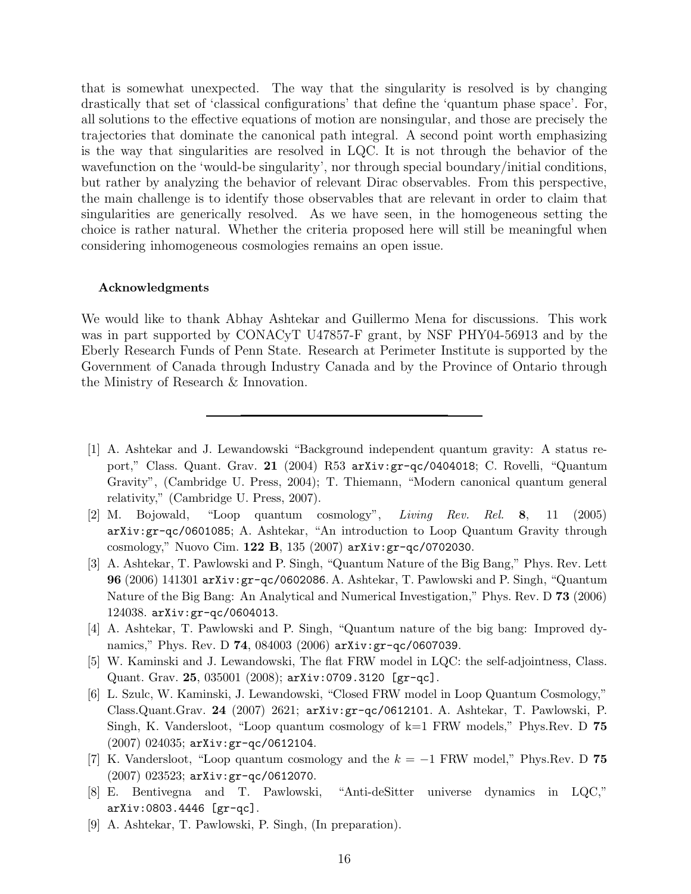that is somewhat unexpected. The way that the singularity is resolved is by changing drastically that set of 'classical configurations' that define the 'quantum phase space'. For, all solutions to the effective equations of motion are nonsingular, and those are precisely the trajectories that dominate the canonical path integral. A second point worth emphasizing is the way that singularities are resolved in LQC. It is not through the behavior of the wavefunction on the 'would-be singularity', nor through special boundary/initial conditions, but rather by analyzing the behavior of relevant Dirac observables. From this perspective, the main challenge is to identify those observables that are relevant in order to claim that singularities are generically resolved. As we have seen, in the homogeneous setting the choice is rather natural. Whether the criteria proposed here will still be meaningful when considering inhomogeneous cosmologies remains an open issue.

#### Acknowledgments

We would like to thank Abhay Ashtekar and Guillermo Mena for discussions. This work was in part supported by CONACyT U47857-F grant, by NSF PHY04-56913 and by the Eberly Research Funds of Penn State. Research at Perimeter Institute is supported by the Government of Canada through Industry Canada and by the Province of Ontario through the Ministry of Research & Innovation.

---

[1] A. Ashtekar and J. Lewandowski "Background independent quantum gravity: A status report," Class. Quant. Grav. **21** (2004) R53 `arXiv:gr-qc/0404018`; C. Rovelli, "Quantum Gravity", (Cambridge U. Press, 2004); T. Thiemann, "Modern canonical quantum general relativity," (Cambridge U. Press, 2007).

[2] M. Bojowald, "Loop quantum cosmology", *Living Rev. Rel.* **8**, 11 (2005) `arXiv:gr-qc/0601085`; A. Ashtekar, "An introduction to Loop Quantum Gravity through cosmology," Nuovo Cim. **122 B**, 135 (2007) `arXiv:gr-qc/0702030`.

[3] A. Ashtekar, T. Pawlowski and P. Singh, "Quantum Nature of the Big Bang," Phys. Rev. Lett **96** (2006) 141301 `arXiv:gr-qc/0602086`. A. Ashtekar, T. Pawlowski and P. Singh, "Quantum Nature of the Big Bang: An Analytical and Numerical Investigation," Phys. Rev. D **73** (2006) 124038. `arXiv:gr-qc/0604013`.

[4] A. Ashtekar, T. Pawlowski and P. Singh, "Quantum nature of the big bang: Improved dynamics," Phys. Rev. D **74**, 084003 (2006) `arXiv:gr-qc/0607039`.

[5] W. Kaminski and J. Lewandowski, The flat FRW model in LQC: the self-adjointness, Class. Quant. Grav. **25**, 035001 (2008); `arXiv:0709.3120 [gr-qc]`.

[6] L. Szulc, W. Kaminski, J. Lewandowski, "Closed FRW model in Loop Quantum Cosmology," Class.Quant.Grav. **24** (2007) 2621; `arXiv:gr-qc/0612101`. A. Ashtekar, T. Pawlowski, P. Singh, K. Vandersloot, "Loop quantum cosmology of k=1 FRW models," Phys.Rev. D **75** (2007) 024035; `arXiv:gr-qc/0612104`.

[7] K. Vandersloot, "Loop quantum cosmology and the $k = -1$ FRW model," Phys.Rev. D **75** (2007) 023523; `arXiv:gr-qc/0612070`.

[8] E. Bentivegna and T. Pawlowski, "Anti-deSitter universe dynamics in LQC," `arXiv:0803.4446 [gr-qc]`.

[9] A. Ashtekar, T. Pawlowski, P. Singh, (In preparation).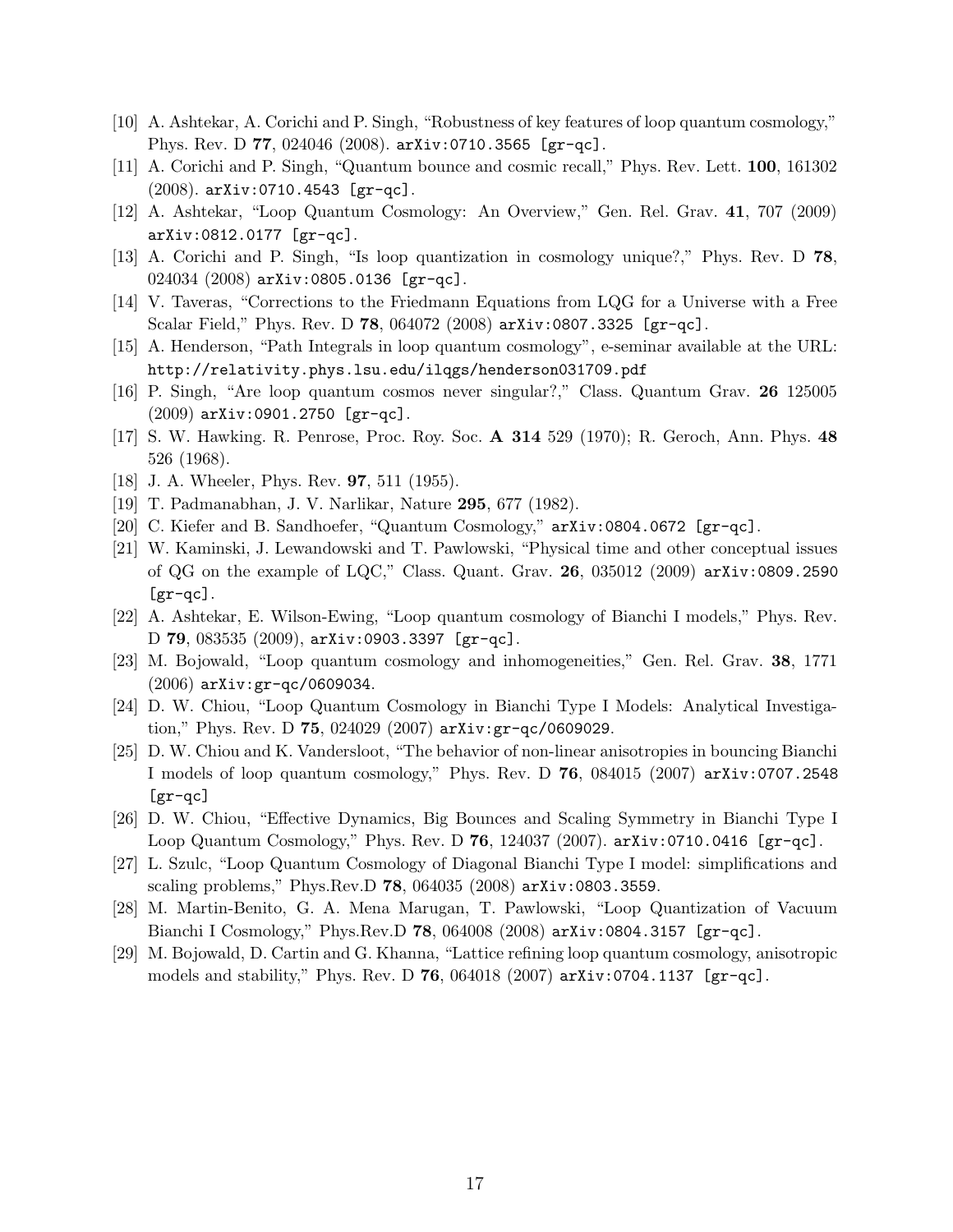[10] A. Ashtekar, A. Corichi and P. Singh, "Robustness of key features of loop quantum cosmology," Phys. Rev. D **77**, 024046 (2008). `arXiv:0710.3565 [gr-qc]`.

[11] A. Corichi and P. Singh, "Quantum bounce and cosmic recall," Phys. Rev. Lett. **100**, 161302 (2008). `arXiv:0710.4543 [gr-qc]`.

[12] A. Ashtekar, "Loop Quantum Cosmology: An Overview," Gen. Rel. Grav. **41**, 707 (2009) `arXiv:0812.0177 [gr-qc]`.

[13] A. Corichi and P. Singh, "Is loop quantization in cosmology unique?," Phys. Rev. D **78**, 024034 (2008) `arXiv:0805.0136 [gr-qc]`.

[14] V. Taveras, "Corrections to the Friedmann Equations from LQG for a Universe with a Free Scalar Field," Phys. Rev. D **78**, 064072 (2008) `arXiv:0807.3325 [gr-qc]`.

[15] A. Henderson, "Path Integrals in loop quantum cosmology", e-seminar available at the URL: `http://relativity.phys.lsu.edu/ilqgs/henderson031709.pdf`

[16] P. Singh, "Are loop quantum cosmos never singular?," Class. Quantum Grav. **26** 125005 (2009) `arXiv:0901.2750 [gr-qc]`.

[17] S. W. Hawking. R. Penrose, Proc. Roy. Soc. **A 314** 529 (1970); R. Geroch, Ann. Phys. **48** 526 (1968).

[18] J. A. Wheeler, Phys. Rev. **97**, 511 (1955).

[19] T. Padmanabhan, J. V. Narlikar, Nature **295**, 677 (1982).

[20] C. Kiefer and B. Sandhoefer, "Quantum Cosmology," `arXiv:0804.0672 [gr-qc]`.

[21] W. Kaminski, J. Lewandowski and T. Pawlowski, "Physical time and other conceptual issues of QG on the example of LQC," Class. Quant. Grav. **26**, 035012 (2009) `arXiv:0809.2590 [gr-qc]`.

[22] A. Ashtekar, E. Wilson-Ewing, "Loop quantum cosmology of Bianchi I models," Phys. Rev. D **79**, 083535 (2009), `arXiv:0903.3397 [gr-qc]`.

[23] M. Bojowald, "Loop quantum cosmology and inhomogeneities," Gen. Rel. Grav. **38**, 1771 (2006) `arXiv:gr-qc/0609034`.

[24] D. W. Chiou, "Loop Quantum Cosmology in Bianchi Type I Models: Analytical Investigation," Phys. Rev. D **75**, 024029 (2007) `arXiv:gr-qc/0609029`.

[25] D. W. Chiou and K. Vandersloot, "The behavior of non-linear anisotropies in bouncing Bianchi I models of loop quantum cosmology," Phys. Rev. D **76**, 084015 (2007) `arXiv:0707.2548 [gr-qc]`

[26] D. W. Chiou, "Effective Dynamics, Big Bounces and Scaling Symmetry in Bianchi Type I Loop Quantum Cosmology," Phys. Rev. D **76**, 124037 (2007). `arXiv:0710.0416 [gr-qc]`.

[27] L. Szulc, "Loop Quantum Cosmology of Diagonal Bianchi Type I model: simplifications and scaling problems," Phys.Rev.D **78**, 064035 (2008) `arXiv:0803.3559`.

[28] M. Martin-Benito, G. A. Mena Marugan, T. Pawlowski, "Loop Quantization of Vacuum Bianchi I Cosmology," Phys.Rev.D **78**, 064008 (2008) `arXiv:0804.3157 [gr-qc]`.

[29] M. Bojowald, D. Cartin and G. Khanna, "Lattice refining loop quantum cosmology, anisotropic models and stability," Phys. Rev. D **76**, 064018 (2007) `arXiv:0704.1137 [gr-qc]`.